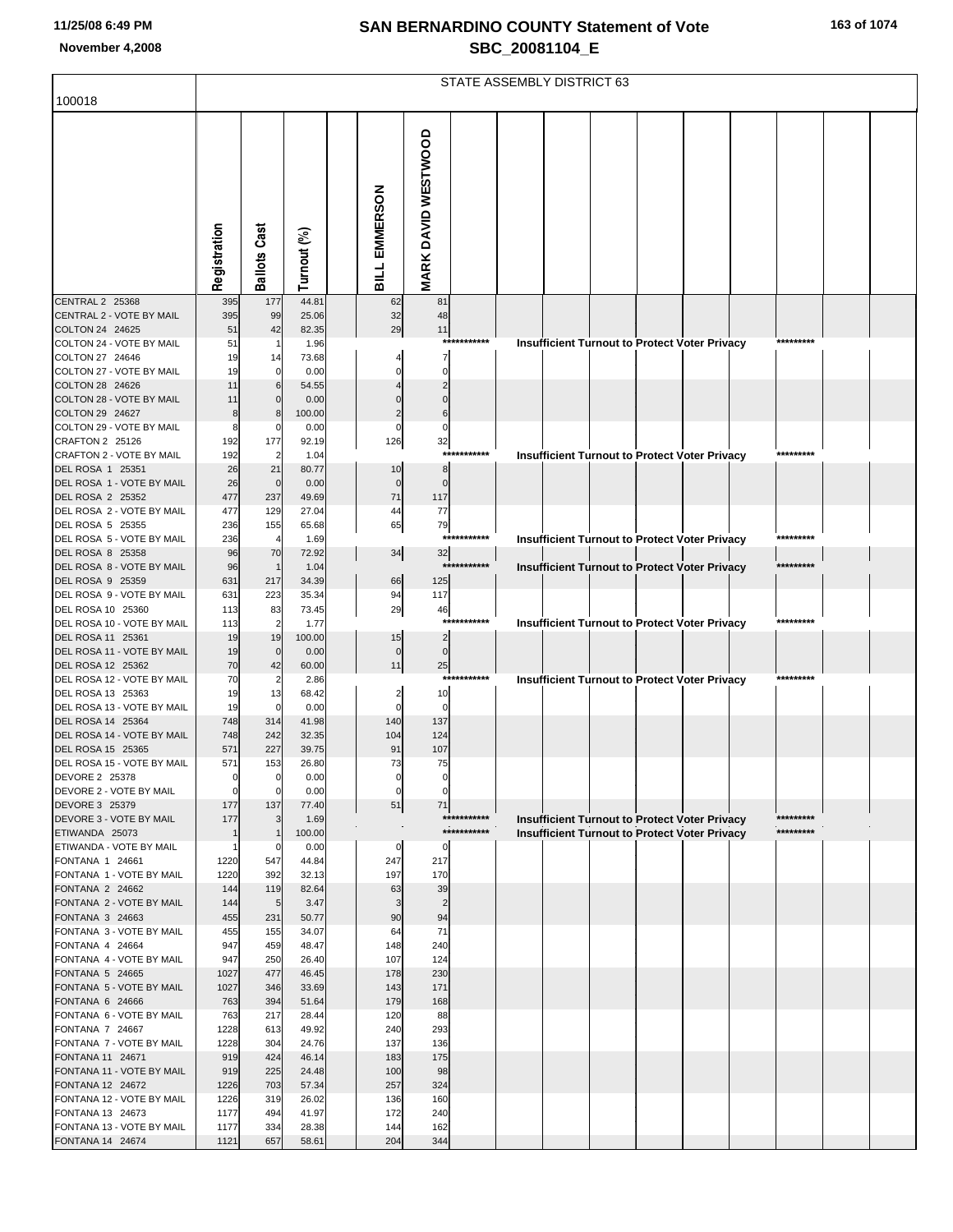# SAN BERNARDINO COUNTY Statement of Vote
## SBC_20081104_E

11/25/08 6:49 PM
November 4,2008

STATE ASSEMBLY DISTRICT 63

100018

| | Registration | Ballots Cast | Turnout (%) | | BILL EMMERSON | MARK DAVID WESTWOOD | | | | | | | | | | |
|---|---|---|---|---|---|---|---|---|---|---|---|---|---|---|---|---|
| CENTRAL 2 25368 | 395 | 177 | 44.81 | | 62 | 81 | | | | | | | | | | |
| CENTRAL 2 - VOTE BY MAIL | 395 | 99 | 25.06 | | 32 | 48 | | | | | | | | | | |
| COLTON 24 24625 | 51 | 42 | 82.35 | | 29 | 11 | | | | | | | | | | |
| COLTON 24 - VOTE BY MAIL | 51 | 1 | 1.96 | | | *********** | Insufficient Turnout to Protect Voter Privacy | | | | | | | ********* | | |
| COLTON 27 24646 | 19 | 14 | 73.68 | | 4 | 7 | | | | | | | | | | |
| COLTON 27 - VOTE BY MAIL | 19 | 0 | 0.00 | | 0 | 0 | | | | | | | | | | |
| COLTON 28 24626 | 11 | 6 | 54.55 | | 4 | 2 | | | | | | | | | | |
| COLTON 28 - VOTE BY MAIL | 11 | 0 | 0.00 | | 0 | 0 | | | | | | | | | | |
| COLTON 29 24627 | 8 | 8 | 100.00 | | 2 | 6 | | | | | | | | | | |
| COLTON 29 - VOTE BY MAIL | 8 | 0 | 0.00 | | 0 | 0 | | | | | | | | | | |
| CRAFTON 2 25126 | 192 | 177 | 92.19 | | 126 | 32 | | | | | | | | | | |
| CRAFTON 2 - VOTE BY MAIL | 192 | 2 | 1.04 | | | *********** | Insufficient Turnout to Protect Voter Privacy | | | | | | | ********* | | |
| DEL ROSA 1 25351 | 26 | 21 | 80.77 | | 10 | 8 | | | | | | | | | | |
| DEL ROSA 1 - VOTE BY MAIL | 26 | 0 | 0.00 | | 0 | 0 | | | | | | | | | | |
| DEL ROSA 2 25352 | 477 | 237 | 49.69 | | 71 | 117 | | | | | | | | | | |
| DEL ROSA 2 - VOTE BY MAIL | 477 | 129 | 27.04 | | 44 | 77 | | | | | | | | | | |
| DEL ROSA 5 25355 | 236 | 155 | 65.68 | | 65 | 79 | | | | | | | | | | |
| DEL ROSA 5 - VOTE BY MAIL | 236 | 4 | 1.69 | | | *********** | Insufficient Turnout to Protect Voter Privacy | | | | | | | ********* | | |
| DEL ROSA 8 25358 | 96 | 70 | 72.92 | | 34 | 32 | | | | | | | | | | |
| DEL ROSA 8 - VOTE BY MAIL | 96 | 1 | 1.04 | | | *********** | Insufficient Turnout to Protect Voter Privacy | | | | | | | ********* | | |
| DEL ROSA 9 25359 | 631 | 217 | 34.39 | | 66 | 125 | | | | | | | | | | |
| DEL ROSA 9 - VOTE BY MAIL | 631 | 223 | 35.34 | | 94 | 117 | | | | | | | | | | |
| DEL ROSA 10 25360 | 113 | 83 | 73.45 | | 29 | 46 | | | | | | | | | | |
| DEL ROSA 10 - VOTE BY MAIL | 113 | 2 | 1.77 | | | *********** | Insufficient Turnout to Protect Voter Privacy | | | | | | | ********* | | |
| DEL ROSA 11 25361 | 19 | 19 | 100.00 | | 15 | 2 | | | | | | | | | | |
| DEL ROSA 11 - VOTE BY MAIL | 19 | 0 | 0.00 | | 0 | 0 | | | | | | | | | | |
| DEL ROSA 12 25362 | 70 | 42 | 60.00 | | 11 | 25 | | | | | | | | | | |
| DEL ROSA 12 - VOTE BY MAIL | 70 | 2 | 2.86 | | | *********** | Insufficient Turnout to Protect Voter Privacy | | | | | | | ********* | | |
| DEL ROSA 13 25363 | 19 | 13 | 68.42 | | 2 | 10 | | | | | | | | | | |
| DEL ROSA 13 - VOTE BY MAIL | 19 | 0 | 0.00 | | 0 | 0 | | | | | | | | | | |
| DEL ROSA 14 25364 | 748 | 314 | 41.98 | | 140 | 137 | | | | | | | | | | |
| DEL ROSA 14 - VOTE BY MAIL | 748 | 242 | 32.35 | | 104 | 124 | | | | | | | | | | |
| DEL ROSA 15 25365 | 571 | 227 | 39.75 | | 91 | 107 | | | | | | | | | | |
| DEL ROSA 15 - VOTE BY MAIL | 571 | 153 | 26.80 | | 73 | 75 | | | | | | | | | | |
| DEVORE 2 25378 | 0 | 0 | 0.00 | | 0 | 0 | | | | | | | | | | |
| DEVORE 2 - VOTE BY MAIL | 0 | 0 | 0.00 | | 0 | 0 | | | | | | | | | | |
| DEVORE 3 25379 | 177 | 137 | 77.40 | | 51 | 71 | | | | | | | | | | |
| DEVORE 3 - VOTE BY MAIL | 177 | 3 | 1.69 | | | *********** | Insufficient Turnout to Protect Voter Privacy | | | | | | | ********* | | |
| ETIWANDA 25073 | 1 | 1 | 100.00 | | | *********** | Insufficient Turnout to Protect Voter Privacy | | | | | | | ********* | | |
| ETIWANDA - VOTE BY MAIL | 1 | 0 | 0.00 | | 0 | 0 | | | | | | | | | | |
| FONTANA 1 24661 | 1220 | 547 | 44.84 | | 247 | 217 | | | | | | | | | | |
| FONTANA 1 - VOTE BY MAIL | 1220 | 392 | 32.13 | | 197 | 170 | | | | | | | | | | |
| FONTANA 2 24662 | 144 | 119 | 82.64 | | 63 | 39 | | | | | | | | | | |
| FONTANA 2 - VOTE BY MAIL | 144 | 5 | 3.47 | | 3 | 2 | | | | | | | | | | |
| FONTANA 3 24663 | 455 | 231 | 50.77 | | 90 | 94 | | | | | | | | | | |
| FONTANA 3 - VOTE BY MAIL | 455 | 155 | 34.07 | | 64 | 71 | | | | | | | | | | |
| FONTANA 4 24664 | 947 | 459 | 48.47 | | 148 | 240 | | | | | | | | | | |
| FONTANA 4 - VOTE BY MAIL | 947 | 250 | 26.40 | | 107 | 124 | | | | | | | | | | |
| FONTANA 5 24665 | 1027 | 477 | 46.45 | | 178 | 230 | | | | | | | | | | |
| FONTANA 5 - VOTE BY MAIL | 1027 | 346 | 33.69 | | 143 | 171 | | | | | | | | | | |
| FONTANA 6 24666 | 763 | 394 | 51.64 | | 179 | 168 | | | | | | | | | | |
| FONTANA 6 - VOTE BY MAIL | 763 | 217 | 28.44 | | 120 | 88 | | | | | | | | | | |
| FONTANA 7 24667 | 1228 | 613 | 49.92 | | 240 | 293 | | | | | | | | | | |
| FONTANA 7 - VOTE BY MAIL | 1228 | 304 | 24.76 | | 137 | 136 | | | | | | | | | | |
| FONTANA 11 24671 | 919 | 424 | 46.14 | | 183 | 175 | | | | | | | | | | |
| FONTANA 11 - VOTE BY MAIL | 919 | 225 | 24.48 | | 100 | 98 | | | | | | | | | | |
| FONTANA 12 24672 | 1226 | 703 | 57.34 | | 257 | 324 | | | | | | | | | | |
| FONTANA 12 - VOTE BY MAIL | 1226 | 319 | 26.02 | | 136 | 160 | | | | | | | | | | |
| FONTANA 13 24673 | 1177 | 494 | 41.97 | | 172 | 240 | | | | | | | | | | |
| FONTANA 13 - VOTE BY MAIL | 1177 | 334 | 28.38 | | 144 | 162 | | | | | | | | | | |
| FONTANA 14 24674 | 1121 | 657 | 58.61 | | 204 | 344 | | | | | | | | | | |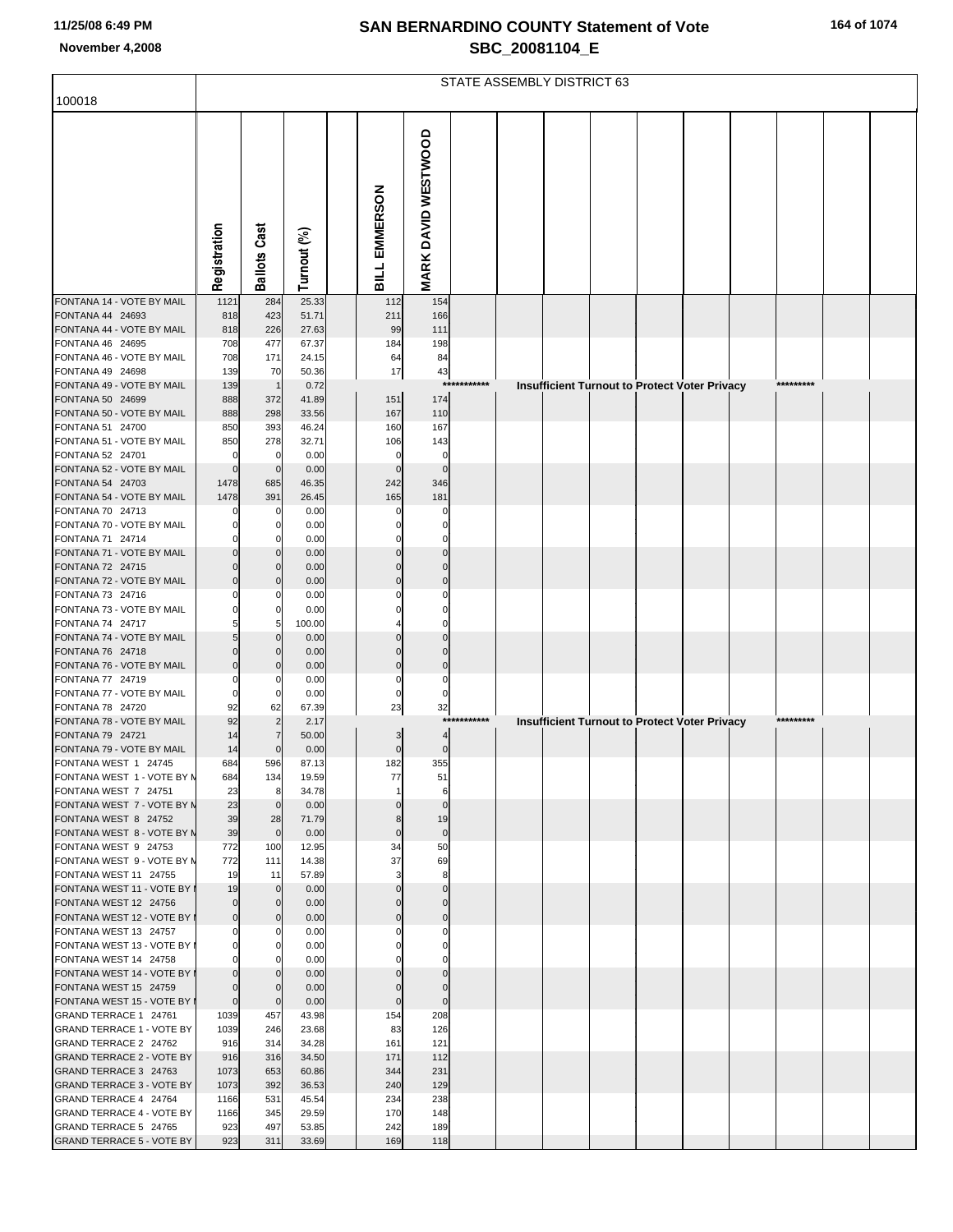# SAN BERNARDINO COUNTY Statement of Vote

## SBC_20081104_E

November 4,2008

100018

STATE ASSEMBLY DISTRICT 63

| | Registration | Ballots Cast | Turnout (%) | | BILL EMMERSON | MARK DAVID WESTWOOD | | | | | | | | | | |
|---|---|---|---|---|---|---|---|---|---|---|---|---|---|---|---|---|
| FONTANA 14 - VOTE BY MAIL | 1121 | 284 | 25.33 | | 112 | 154 | | | | | | | | | | |
| FONTANA 44 24693 | 818 | 423 | 51.71 | | 211 | 166 | | | | | | | | | | |
| FONTANA 44 - VOTE BY MAIL | 818 | 226 | 27.63 | | 99 | 111 | | | | | | | | | | |
| FONTANA 46 24695 | 708 | 477 | 67.37 | | 184 | 198 | | | | | | | | | | |
| FONTANA 46 - VOTE BY MAIL | 708 | 171 | 24.15 | | 64 | 84 | | | | | | | | | | |
| FONTANA 49 24698 | 139 | 70 | 50.36 | | 17 | 43 | | | | | | | | | | |
| FONTANA 49 - VOTE BY MAIL | 139 | 1 | 0.72 | | | | *********** | Insufficient Turnout to Protect Voter Privacy | | | | | | ********* | | |
| FONTANA 50 24699 | 888 | 372 | 41.89 | | 151 | 174 | | | | | | | | | | |
| FONTANA 50 - VOTE BY MAIL | 888 | 298 | 33.56 | | 167 | 110 | | | | | | | | | | |
| FONTANA 51 24700 | 850 | 393 | 46.24 | | 160 | 167 | | | | | | | | | | |
| FONTANA 51 - VOTE BY MAIL | 850 | 278 | 32.71 | | 106 | 143 | | | | | | | | | | |
| FONTANA 52 24701 | 0 | 0 | 0.00 | | 0 | 0 | | | | | | | | | | |
| FONTANA 52 - VOTE BY MAIL | 0 | 0 | 0.00 | | 0 | 0 | | | | | | | | | | |
| FONTANA 54 24703 | 1478 | 685 | 46.35 | | 242 | 346 | | | | | | | | | | |
| FONTANA 54 - VOTE BY MAIL | 1478 | 391 | 26.45 | | 165 | 181 | | | | | | | | | | |
| FONTANA 70 24713 | 0 | 0 | 0.00 | | 0 | 0 | | | | | | | | | | |
| FONTANA 70 - VOTE BY MAIL | 0 | 0 | 0.00 | | 0 | 0 | | | | | | | | | | |
| FONTANA 71 24714 | 0 | 0 | 0.00 | | 0 | 0 | | | | | | | | | | |
| FONTANA 71 - VOTE BY MAIL | 0 | 0 | 0.00 | | 0 | 0 | | | | | | | | | | |
| FONTANA 72 24715 | 0 | 0 | 0.00 | | 0 | 0 | | | | | | | | | | |
| FONTANA 72 - VOTE BY MAIL | 0 | 0 | 0.00 | | 0 | 0 | | | | | | | | | | |
| FONTANA 73 24716 | 0 | 0 | 0.00 | | 0 | 0 | | | | | | | | | | |
| FONTANA 73 - VOTE BY MAIL | 0 | 0 | 0.00 | | 0 | 0 | | | | | | | | | | |
| FONTANA 74 24717 | 5 | 5 | 100.00 | | 4 | 0 | | | | | | | | | | |
| FONTANA 74 - VOTE BY MAIL | 5 | 0 | 0.00 | | 0 | 0 | | | | | | | | | | |
| FONTANA 76 24718 | 0 | 0 | 0.00 | | 0 | 0 | | | | | | | | | | |
| FONTANA 76 - VOTE BY MAIL | 0 | 0 | 0.00 | | 0 | 0 | | | | | | | | | | |
| FONTANA 77 24719 | 0 | 0 | 0.00 | | 0 | 0 | | | | | | | | | | |
| FONTANA 77 - VOTE BY MAIL | 0 | 0 | 0.00 | | 0 | 0 | | | | | | | | | | |
| FONTANA 78 24720 | 92 | 62 | 67.39 | | 23 | 32 | | | | | | | | | | |
| FONTANA 78 - VOTE BY MAIL | 92 | 2 | 2.17 | | | | *********** | Insufficient Turnout to Protect Voter Privacy | | | | | | ********* | | |
| FONTANA 79 24721 | 14 | 7 | 50.00 | | 3 | 4 | | | | | | | | | | |
| FONTANA 79 - VOTE BY MAIL | 14 | 0 | 0.00 | | 0 | 0 | | | | | | | | | | |
| FONTANA WEST 1 24745 | 684 | 596 | 87.13 | | 182 | 355 | | | | | | | | | | |
| FONTANA WEST 1 - VOTE BY M | 684 | 134 | 19.59 | | 77 | 51 | | | | | | | | | | |
| FONTANA WEST 7 24751 | 23 | 8 | 34.78 | | 1 | 6 | | | | | | | | | | |
| FONTANA WEST 7 - VOTE BY M | 23 | 0 | 0.00 | | 0 | 0 | | | | | | | | | | |
| FONTANA WEST 8 24752 | 39 | 28 | 71.79 | | 8 | 19 | | | | | | | | | | |
| FONTANA WEST 8 - VOTE BY M | 39 | 0 | 0.00 | | 0 | 0 | | | | | | | | | | |
| FONTANA WEST 9 24753 | 772 | 100 | 12.95 | | 34 | 50 | | | | | | | | | | |
| FONTANA WEST 9 - VOTE BY M | 772 | 111 | 14.38 | | 37 | 69 | | | | | | | | | | |
| FONTANA WEST 11 24755 | 19 | 11 | 57.89 | | 3 | 8 | | | | | | | | | | |
| FONTANA WEST 11 - VOTE BY | 19 | 0 | 0.00 | | 0 | 0 | | | | | | | | | | |
| FONTANA WEST 12 24756 | 0 | 0 | 0.00 | | 0 | 0 | | | | | | | | | | |
| FONTANA WEST 12 - VOTE BY | 0 | 0 | 0.00 | | 0 | 0 | | | | | | | | | | |
| FONTANA WEST 13 24757 | 0 | 0 | 0.00 | | 0 | 0 | | | | | | | | | | |
| FONTANA WEST 13 - VOTE BY | 0 | 0 | 0.00 | | 0 | 0 | | | | | | | | | | |
| FONTANA WEST 14 24758 | 0 | 0 | 0.00 | | 0 | 0 | | | | | | | | | | |
| FONTANA WEST 14 - VOTE BY | 0 | 0 | 0.00 | | 0 | 0 | | | | | | | | | | |
| FONTANA WEST 15 24759 | 0 | 0 | 0.00 | | 0 | 0 | | | | | | | | | | |
| FONTANA WEST 15 - VOTE BY | 0 | 0 | 0.00 | | 0 | 0 | | | | | | | | | | |
| GRAND TERRACE 1 24761 | 1039 | 457 | 43.98 | | 154 | 208 | | | | | | | | | | |
| GRAND TERRACE 1 - VOTE BY | 1039 | 246 | 23.68 | | 83 | 126 | | | | | | | | | | |
| GRAND TERRACE 2 24762 | 916 | 314 | 34.28 | | 161 | 121 | | | | | | | | | | |
| GRAND TERRACE 2 - VOTE BY | 916 | 316 | 34.50 | | 171 | 112 | | | | | | | | | | |
| GRAND TERRACE 3 24763 | 1073 | 653 | 60.86 | | 344 | 231 | | | | | | | | | | |
| GRAND TERRACE 3 - VOTE BY | 1073 | 392 | 36.53 | | 240 | 129 | | | | | | | | | | |
| GRAND TERRACE 4 24764 | 1166 | 531 | 45.54 | | 234 | 238 | | | | | | | | | | |
| GRAND TERRACE 4 - VOTE BY | 1166 | 345 | 29.59 | | 170 | 148 | | | | | | | | | | |
| GRAND TERRACE 5 24765 | 923 | 497 | 53.85 | | 242 | 189 | | | | | | | | | | |
| GRAND TERRACE 5 - VOTE BY | 923 | 311 | 33.69 | | 169 | 118 | | | | | | | | | | |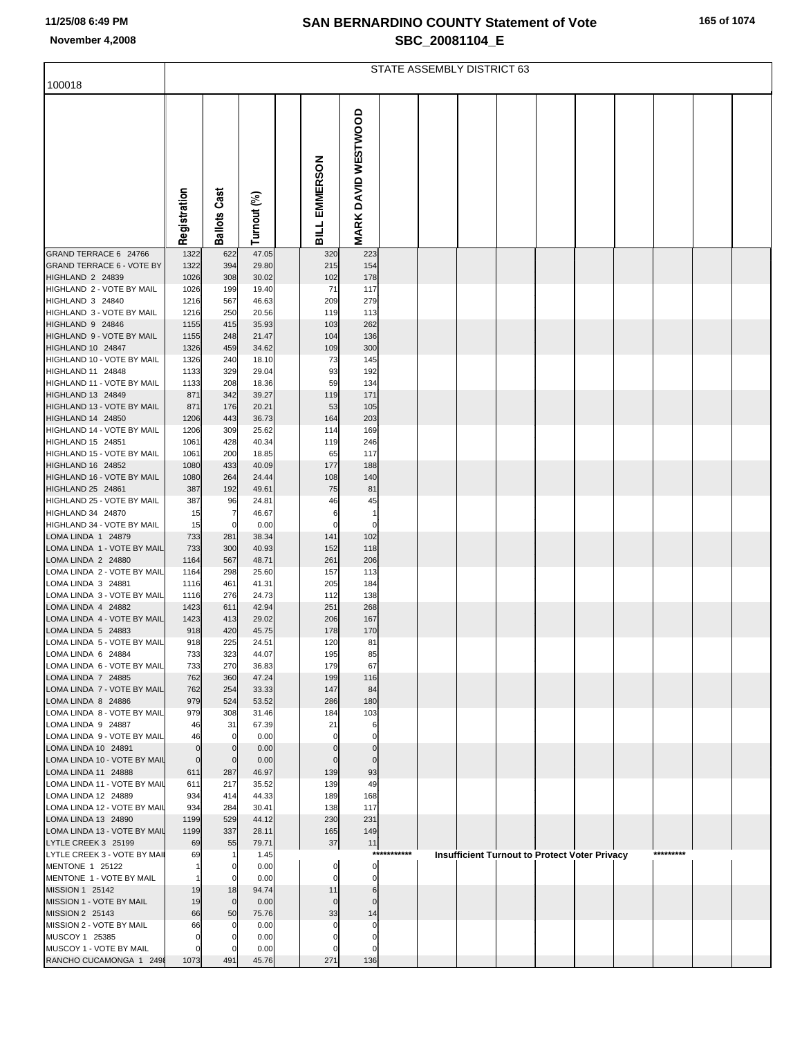# SAN BERNARDINO COUNTY Statement of Vote
## SBC_20081104_E

November 4,2008

100018

STATE ASSEMBLY DISTRICT 63

| | Registration | Ballots Cast | Turnout (%) | BILL EMMERSON | MARK DAVID WESTWOOD |
|---|---|---|---|---|---|
| GRAND TERRACE 6 24766 | 1322 | 622 | 47.05 | 320 | 223 |
| GRAND TERRACE 6 - VOTE BY | 1322 | 394 | 29.80 | 215 | 154 |
| HIGHLAND 2 24839 | 1026 | 308 | 30.02 | 102 | 178 |
| HIGHLAND 2 - VOTE BY MAIL | 1026 | 199 | 19.40 | 71 | 117 |
| HIGHLAND 3 24840 | 1216 | 567 | 46.63 | 209 | 279 |
| HIGHLAND 3 - VOTE BY MAIL | 1216 | 250 | 20.56 | 119 | 113 |
| HIGHLAND 9 24846 | 1155 | 415 | 35.93 | 103 | 262 |
| HIGHLAND 9 - VOTE BY MAIL | 1155 | 248 | 21.47 | 104 | 136 |
| HIGHLAND 10 24847 | 1326 | 459 | 34.62 | 109 | 300 |
| HIGHLAND 10 - VOTE BY MAIL | 1326 | 240 | 18.10 | 73 | 145 |
| HIGHLAND 11 24848 | 1133 | 329 | 29.04 | 93 | 192 |
| HIGHLAND 11 - VOTE BY MAIL | 1133 | 208 | 18.36 | 59 | 134 |
| HIGHLAND 13 24849 | 871 | 342 | 39.27 | 119 | 171 |
| HIGHLAND 13 - VOTE BY MAIL | 871 | 176 | 20.21 | 53 | 105 |
| HIGHLAND 14 24850 | 1206 | 443 | 36.73 | 164 | 203 |
| HIGHLAND 14 - VOTE BY MAIL | 1206 | 309 | 25.62 | 114 | 169 |
| HIGHLAND 15 24851 | 1061 | 428 | 40.34 | 119 | 246 |
| HIGHLAND 15 - VOTE BY MAIL | 1061 | 200 | 18.85 | 65 | 117 |
| HIGHLAND 16 24852 | 1080 | 433 | 40.09 | 177 | 188 |
| HIGHLAND 16 - VOTE BY MAIL | 1080 | 264 | 24.44 | 108 | 140 |
| HIGHLAND 25 24861 | 387 | 192 | 49.61 | 75 | 81 |
| HIGHLAND 25 - VOTE BY MAIL | 387 | 96 | 24.81 | 46 | 45 |
| HIGHLAND 34 24870 | 15 | 7 | 46.67 | 6 | 1 |
| HIGHLAND 34 - VOTE BY MAIL | 15 | 0 | 0.00 | 0 | 0 |
| LOMA LINDA 1 24879 | 733 | 281 | 38.34 | 141 | 102 |
| LOMA LINDA 1 - VOTE BY MAIL | 733 | 300 | 40.93 | 152 | 118 |
| LOMA LINDA 2 24880 | 1164 | 567 | 48.71 | 261 | 206 |
| LOMA LINDA 2 - VOTE BY MAIL | 1164 | 298 | 25.60 | 157 | 113 |
| LOMA LINDA 3 24881 | 1116 | 461 | 41.31 | 205 | 184 |
| LOMA LINDA 3 - VOTE BY MAIL | 1116 | 276 | 24.73 | 112 | 138 |
| LOMA LINDA 4 24882 | 1423 | 611 | 42.94 | 251 | 268 |
| LOMA LINDA 4 - VOTE BY MAIL | 1423 | 413 | 29.02 | 206 | 167 |
| LOMA LINDA 5 24883 | 918 | 420 | 45.75 | 178 | 170 |
| LOMA LINDA 5 - VOTE BY MAIL | 918 | 225 | 24.51 | 120 | 81 |
| LOMA LINDA 6 24884 | 733 | 323 | 44.07 | 195 | 85 |
| LOMA LINDA 6 - VOTE BY MAIL | 733 | 270 | 36.83 | 179 | 67 |
| LOMA LINDA 7 24885 | 762 | 360 | 47.24 | 199 | 116 |
| LOMA LINDA 7 - VOTE BY MAIL | 762 | 254 | 33.33 | 147 | 84 |
| LOMA LINDA 8 24886 | 979 | 524 | 53.52 | 286 | 180 |
| LOMA LINDA 8 - VOTE BY MAIL | 979 | 308 | 31.46 | 184 | 103 |
| LOMA LINDA 9 24887 | 46 | 31 | 67.39 | 21 | 6 |
| LOMA LINDA 9 - VOTE BY MAIL | 46 | 0 | 0.00 | 0 | 0 |
| LOMA LINDA 10 24891 | 0 | 0 | 0.00 | 0 | 0 |
| LOMA LINDA 10 - VOTE BY MAIL | 0 | 0 | 0.00 | 0 | 0 |
| LOMA LINDA 11 24888 | 611 | 287 | 46.97 | 139 | 93 |
| LOMA LINDA 11 - VOTE BY MAIL | 611 | 217 | 35.52 | 139 | 49 |
| LOMA LINDA 12 24889 | 934 | 414 | 44.33 | 189 | 168 |
| LOMA LINDA 12 - VOTE BY MAIL | 934 | 284 | 30.41 | 138 | 117 |
| LOMA LINDA 13 24890 | 1199 | 529 | 44.12 | 230 | 231 |
| LOMA LINDA 13 - VOTE BY MAIL | 1199 | 337 | 28.11 | 165 | 149 |
| LYTLE CREEK 3 25199 | 69 | 55 | 79.71 | 37 | 11 |
| LYTLE CREEK 3 - VOTE BY MAIL | 69 | 1 | 1.45 | | *********** Insufficient Turnout to Protect Voter Privacy ********* |
| MENTONE 1 25122 | 1 | 0 | 0.00 | 0 | 0 |
| MENTONE 1 - VOTE BY MAIL | 1 | 0 | 0.00 | 0 | 0 |
| MISSION 1 25142 | 19 | 18 | 94.74 | 11 | 6 |
| MISSION 1 - VOTE BY MAIL | 19 | 0 | 0.00 | 0 | 0 |
| MISSION 2 25143 | 66 | 50 | 75.76 | 33 | 14 |
| MISSION 2 - VOTE BY MAIL | 66 | 0 | 0.00 | 0 | 0 |
| MUSCOY 1 25385 | 0 | 0 | 0.00 | 0 | 0 |
| MUSCOY 1 - VOTE BY MAIL | 0 | 0 | 0.00 | 0 | 0 |
| RANCHO CUCAMONGA 1 2498 | 1073 | 491 | 45.76 | 271 | 136 |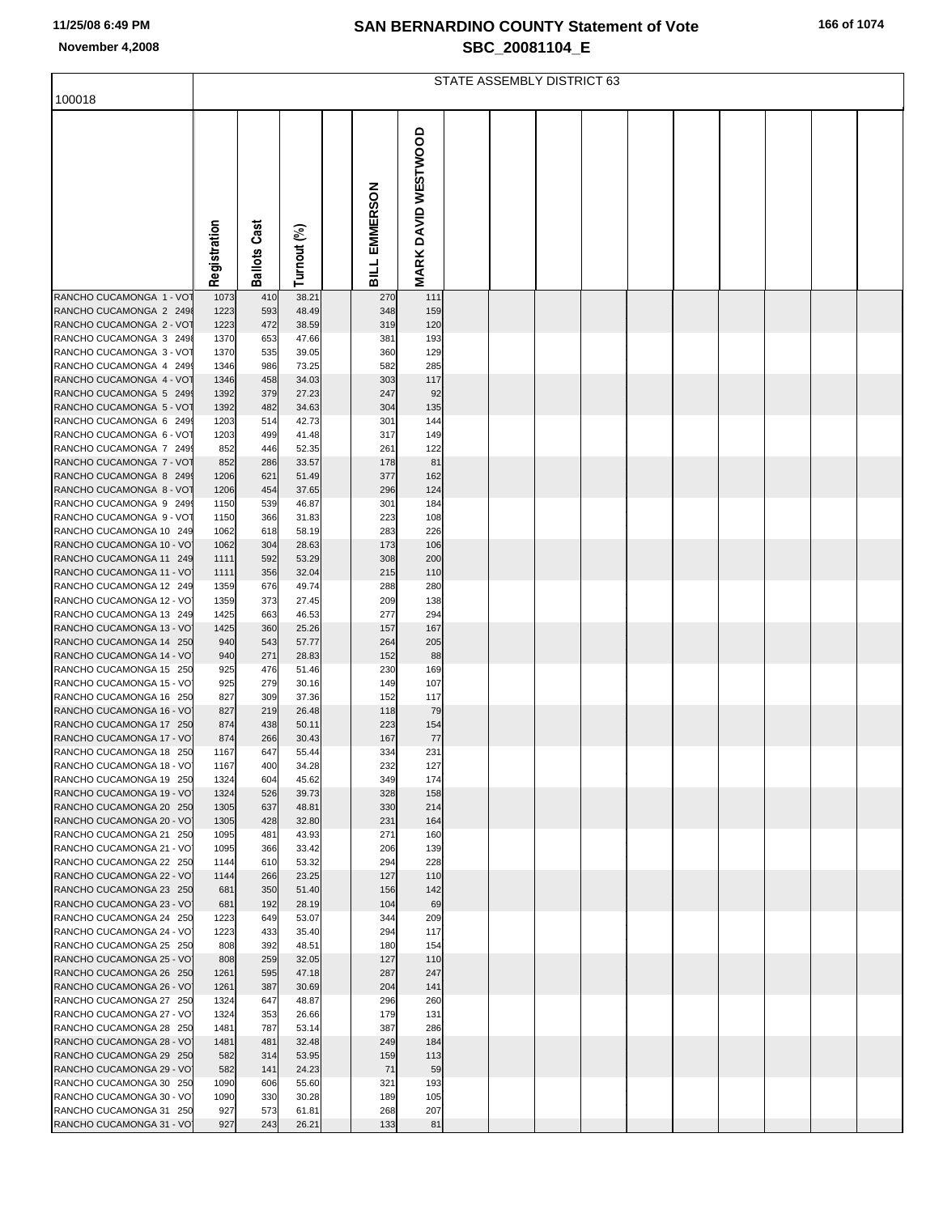# SAN BERNARDINO COUNTY Statement of Vote

## SBC_20081104_E

11/25/08 6:49 PM

November 4,2008

100018

STATE ASSEMBLY DISTRICT 63

| | Registration | Ballots Cast | Turnout (%) | | BILL EMMERSON | MARK DAVID WESTWOOD |
|---|---|---|---|---|---|---|
| RANCHO CUCAMONGA 1 - VOT | 1073 | 410 | 38.21 | | 270 | 111 |
| RANCHO CUCAMONGA 2 2498 | 1223 | 593 | 48.49 | | 348 | 159 |
| RANCHO CUCAMONGA 2 - VOT | 1223 | 472 | 38.59 | | 319 | 120 |
| RANCHO CUCAMONGA 3 2498 | 1370 | 653 | 47.66 | | 381 | 193 |
| RANCHO CUCAMONGA 3 - VOT | 1370 | 535 | 39.05 | | 360 | 129 |
| RANCHO CUCAMONGA 4 2499 | 1346 | 986 | 73.25 | | 582 | 285 |
| RANCHO CUCAMONGA 4 - VOT | 1346 | 458 | 34.03 | | 303 | 117 |
| RANCHO CUCAMONGA 5 2499 | 1392 | 379 | 27.23 | | 247 | 92 |
| RANCHO CUCAMONGA 5 - VOT | 1392 | 482 | 34.63 | | 304 | 135 |
| RANCHO CUCAMONGA 6 2499 | 1203 | 514 | 42.73 | | 301 | 144 |
| RANCHO CUCAMONGA 6 - VOT | 1203 | 499 | 41.48 | | 317 | 149 |
| RANCHO CUCAMONGA 7 2499 | 852 | 446 | 52.35 | | 261 | 122 |
| RANCHO CUCAMONGA 7 - VOT | 852 | 286 | 33.57 | | 178 | 81 |
| RANCHO CUCAMONGA 8 2499 | 1206 | 621 | 51.49 | | 377 | 162 |
| RANCHO CUCAMONGA 8 - VOT | 1206 | 454 | 37.65 | | 296 | 124 |
| RANCHO CUCAMONGA 9 2499 | 1150 | 539 | 46.87 | | 301 | 184 |
| RANCHO CUCAMONGA 9 - VOT | 1150 | 366 | 31.83 | | 223 | 108 |
| RANCHO CUCAMONGA 10 249 | 1062 | 618 | 58.19 | | 283 | 226 |
| RANCHO CUCAMONGA 10 - VO | 1062 | 304 | 28.63 | | 173 | 106 |
| RANCHO CUCAMONGA 11 249 | 1111 | 592 | 53.29 | | 308 | 200 |
| RANCHO CUCAMONGA 11 - VO | 1111 | 356 | 32.04 | | 215 | 110 |
| RANCHO CUCAMONGA 12 249 | 1359 | 676 | 49.74 | | 288 | 280 |
| RANCHO CUCAMONGA 12 - VO | 1359 | 373 | 27.45 | | 209 | 138 |
| RANCHO CUCAMONGA 13 249 | 1425 | 663 | 46.53 | | 277 | 294 |
| RANCHO CUCAMONGA 13 - VO | 1425 | 360 | 25.26 | | 157 | 167 |
| RANCHO CUCAMONGA 14 250 | 940 | 543 | 57.77 | | 264 | 205 |
| RANCHO CUCAMONGA 14 - VO | 940 | 271 | 28.83 | | 152 | 88 |
| RANCHO CUCAMONGA 15 250 | 925 | 476 | 51.46 | | 230 | 169 |
| RANCHO CUCAMONGA 15 - VO | 925 | 279 | 30.16 | | 149 | 107 |
| RANCHO CUCAMONGA 16 250 | 827 | 309 | 37.36 | | 152 | 117 |
| RANCHO CUCAMONGA 16 - VO | 827 | 219 | 26.48 | | 118 | 79 |
| RANCHO CUCAMONGA 17 250 | 874 | 438 | 50.11 | | 223 | 154 |
| RANCHO CUCAMONGA 17 - VO | 874 | 266 | 30.43 | | 167 | 77 |
| RANCHO CUCAMONGA 18 250 | 1167 | 647 | 55.44 | | 334 | 231 |
| RANCHO CUCAMONGA 18 - VO | 1167 | 400 | 34.28 | | 232 | 127 |
| RANCHO CUCAMONGA 19 250 | 1324 | 604 | 45.62 | | 349 | 174 |
| RANCHO CUCAMONGA 19 - VO | 1324 | 526 | 39.73 | | 328 | 158 |
| RANCHO CUCAMONGA 20 250 | 1305 | 637 | 48.81 | | 330 | 214 |
| RANCHO CUCAMONGA 20 - VO | 1305 | 428 | 32.80 | | 231 | 164 |
| RANCHO CUCAMONGA 21 250 | 1095 | 481 | 43.93 | | 271 | 160 |
| RANCHO CUCAMONGA 21 - VO | 1095 | 366 | 33.42 | | 206 | 139 |
| RANCHO CUCAMONGA 22 250 | 1144 | 610 | 53.32 | | 294 | 228 |
| RANCHO CUCAMONGA 22 - VO | 1144 | 266 | 23.25 | | 127 | 110 |
| RANCHO CUCAMONGA 23 250 | 681 | 350 | 51.40 | | 156 | 142 |
| RANCHO CUCAMONGA 23 - VO | 681 | 192 | 28.19 | | 104 | 69 |
| RANCHO CUCAMONGA 24 250 | 1223 | 649 | 53.07 | | 344 | 209 |
| RANCHO CUCAMONGA 24 - VO | 1223 | 433 | 35.40 | | 294 | 117 |
| RANCHO CUCAMONGA 25 250 | 808 | 392 | 48.51 | | 180 | 154 |
| RANCHO CUCAMONGA 25 - VO | 808 | 259 | 32.05 | | 127 | 110 |
| RANCHO CUCAMONGA 26 250 | 1261 | 595 | 47.18 | | 287 | 247 |
| RANCHO CUCAMONGA 26 - VO | 1261 | 387 | 30.69 | | 204 | 141 |
| RANCHO CUCAMONGA 27 250 | 1324 | 647 | 48.87 | | 296 | 260 |
| RANCHO CUCAMONGA 27 - VO | 1324 | 353 | 26.66 | | 179 | 131 |
| RANCHO CUCAMONGA 28 250 | 1481 | 787 | 53.14 | | 387 | 286 |
| RANCHO CUCAMONGA 28 - VO | 1481 | 481 | 32.48 | | 249 | 184 |
| RANCHO CUCAMONGA 29 250 | 582 | 314 | 53.95 | | 159 | 113 |
| RANCHO CUCAMONGA 29 - VO | 582 | 141 | 24.23 | | 71 | 59 |
| RANCHO CUCAMONGA 30 250 | 1090 | 606 | 55.60 | | 321 | 193 |
| RANCHO CUCAMONGA 30 - VO | 1090 | 330 | 30.28 | | 189 | 105 |
| RANCHO CUCAMONGA 31 250 | 927 | 573 | 61.81 | | 268 | 207 |
| RANCHO CUCAMONGA 31 - VO | 927 | 243 | 26.21 | | 133 | 81 |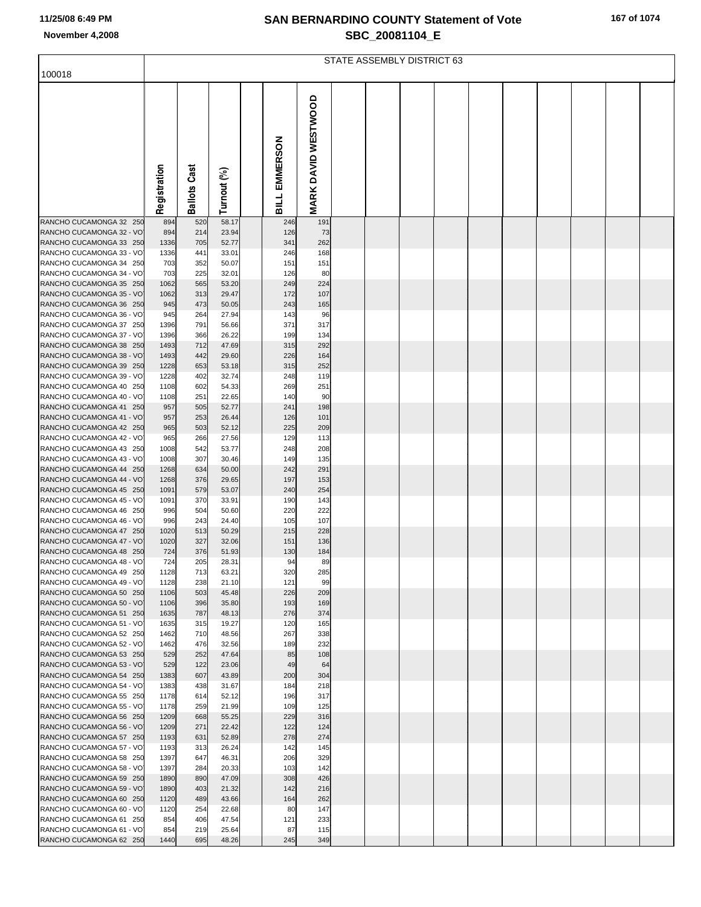# SAN BERNARDINO COUNTY Statement of Vote

## SBC_20081104_E

11/25/08 6:49 PM

November 4,2008

| 100018 | STATE ASSEMBLY DISTRICT 63 | | | | | |
|---|---|---|---|---|---|---|
| | Registration | Ballots Cast | Turnout (%) | | BILL EMMERSON | MARK DAVID WESTWOOD |
| RANCHO CUCAMONGA 32 250 | 894 | 520 | 58.17 | | 246 | 191 |
| RANCHO CUCAMONGA 32 - VO | 894 | 214 | 23.94 | | 126 | 73 |
| RANCHO CUCAMONGA 33 250 | 1336 | 705 | 52.77 | | 341 | 262 |
| RANCHO CUCAMONGA 33 - VO | 1336 | 441 | 33.01 | | 246 | 168 |
| RANCHO CUCAMONGA 34 250 | 703 | 352 | 50.07 | | 151 | 151 |
| RANCHO CUCAMONGA 34 - VO | 703 | 225 | 32.01 | | 126 | 80 |
| RANCHO CUCAMONGA 35 250 | 1062 | 565 | 53.20 | | 249 | 224 |
| RANCHO CUCAMONGA 35 - VO | 1062 | 313 | 29.47 | | 172 | 107 |
| RANCHO CUCAMONGA 36 250 | 945 | 473 | 50.05 | | 243 | 165 |
| RANCHO CUCAMONGA 36 - VO | 945 | 264 | 27.94 | | 143 | 96 |
| RANCHO CUCAMONGA 37 250 | 1396 | 791 | 56.66 | | 371 | 317 |
| RANCHO CUCAMONGA 37 - VO | 1396 | 366 | 26.22 | | 199 | 134 |
| RANCHO CUCAMONGA 38 250 | 1493 | 712 | 47.69 | | 315 | 292 |
| RANCHO CUCAMONGA 38 - VO | 1493 | 442 | 29.60 | | 226 | 164 |
| RANCHO CUCAMONGA 39 250 | 1228 | 653 | 53.18 | | 315 | 252 |
| RANCHO CUCAMONGA 39 - VO | 1228 | 402 | 32.74 | | 248 | 119 |
| RANCHO CUCAMONGA 40 250 | 1108 | 602 | 54.33 | | 269 | 251 |
| RANCHO CUCAMONGA 40 - VO | 1108 | 251 | 22.65 | | 140 | 90 |
| RANCHO CUCAMONGA 41 250 | 957 | 505 | 52.77 | | 241 | 198 |
| RANCHO CUCAMONGA 41 - VO | 957 | 253 | 26.44 | | 126 | 101 |
| RANCHO CUCAMONGA 42 250 | 965 | 503 | 52.12 | | 225 | 209 |
| RANCHO CUCAMONGA 42 - VO | 965 | 266 | 27.56 | | 129 | 113 |
| RANCHO CUCAMONGA 43 250 | 1008 | 542 | 53.77 | | 248 | 208 |
| RANCHO CUCAMONGA 43 - VO | 1008 | 307 | 30.46 | | 149 | 135 |
| RANCHO CUCAMONGA 44 250 | 1268 | 634 | 50.00 | | 242 | 291 |
| RANCHO CUCAMONGA 44 - VO | 1268 | 376 | 29.65 | | 197 | 153 |
| RANCHO CUCAMONGA 45 250 | 1091 | 579 | 53.07 | | 240 | 254 |
| RANCHO CUCAMONGA 45 - VO | 1091 | 370 | 33.91 | | 190 | 143 |
| RANCHO CUCAMONGA 46 250 | 996 | 504 | 50.60 | | 220 | 222 |
| RANCHO CUCAMONGA 46 - VO | 996 | 243 | 24.40 | | 105 | 107 |
| RANCHO CUCAMONGA 47 250 | 1020 | 513 | 50.29 | | 215 | 228 |
| RANCHO CUCAMONGA 47 - VO | 1020 | 327 | 32.06 | | 151 | 136 |
| RANCHO CUCAMONGA 48 250 | 724 | 376 | 51.93 | | 130 | 184 |
| RANCHO CUCAMONGA 48 - VO | 724 | 205 | 28.31 | | 94 | 89 |
| RANCHO CUCAMONGA 49 250 | 1128 | 713 | 63.21 | | 320 | 285 |
| RANCHO CUCAMONGA 49 - VO | 1128 | 238 | 21.10 | | 121 | 99 |
| RANCHO CUCAMONGA 50 250 | 1106 | 503 | 45.48 | | 226 | 209 |
| RANCHO CUCAMONGA 50 - VO | 1106 | 396 | 35.80 | | 193 | 169 |
| RANCHO CUCAMONGA 51 250 | 1635 | 787 | 48.13 | | 276 | 374 |
| RANCHO CUCAMONGA 51 - VO | 1635 | 315 | 19.27 | | 120 | 165 |
| RANCHO CUCAMONGA 52 250 | 1462 | 710 | 48.56 | | 267 | 338 |
| RANCHO CUCAMONGA 52 - VO | 1462 | 476 | 32.56 | | 189 | 232 |
| RANCHO CUCAMONGA 53 250 | 529 | 252 | 47.64 | | 85 | 108 |
| RANCHO CUCAMONGA 53 - VO | 529 | 122 | 23.06 | | 49 | 64 |
| RANCHO CUCAMONGA 54 250 | 1383 | 607 | 43.89 | | 200 | 304 |
| RANCHO CUCAMONGA 54 - VO | 1383 | 438 | 31.67 | | 184 | 218 |
| RANCHO CUCAMONGA 55 250 | 1178 | 614 | 52.12 | | 196 | 317 |
| RANCHO CUCAMONGA 55 - VO | 1178 | 259 | 21.99 | | 109 | 125 |
| RANCHO CUCAMONGA 56 250 | 1209 | 668 | 55.25 | | 229 | 316 |
| RANCHO CUCAMONGA 56 - VO | 1209 | 271 | 22.42 | | 122 | 124 |
| RANCHO CUCAMONGA 57 250 | 1193 | 631 | 52.89 | | 278 | 274 |
| RANCHO CUCAMONGA 57 - VO | 1193 | 313 | 26.24 | | 142 | 145 |
| RANCHO CUCAMONGA 58 250 | 1397 | 647 | 46.31 | | 206 | 329 |
| RANCHO CUCAMONGA 58 - VO | 1397 | 284 | 20.33 | | 103 | 142 |
| RANCHO CUCAMONGA 59 250 | 1890 | 890 | 47.09 | | 308 | 426 |
| RANCHO CUCAMONGA 59 - VO | 1890 | 403 | 21.32 | | 142 | 216 |
| RANCHO CUCAMONGA 60 250 | 1120 | 489 | 43.66 | | 164 | 262 |
| RANCHO CUCAMONGA 60 - VO | 1120 | 254 | 22.68 | | 80 | 147 |
| RANCHO CUCAMONGA 61 250 | 854 | 406 | 47.54 | | 121 | 233 |
| RANCHO CUCAMONGA 61 - VO | 854 | 219 | 25.64 | | 87 | 115 |
| RANCHO CUCAMONGA 62 250 | 1440 | 695 | 48.26 | | 245 | 349 |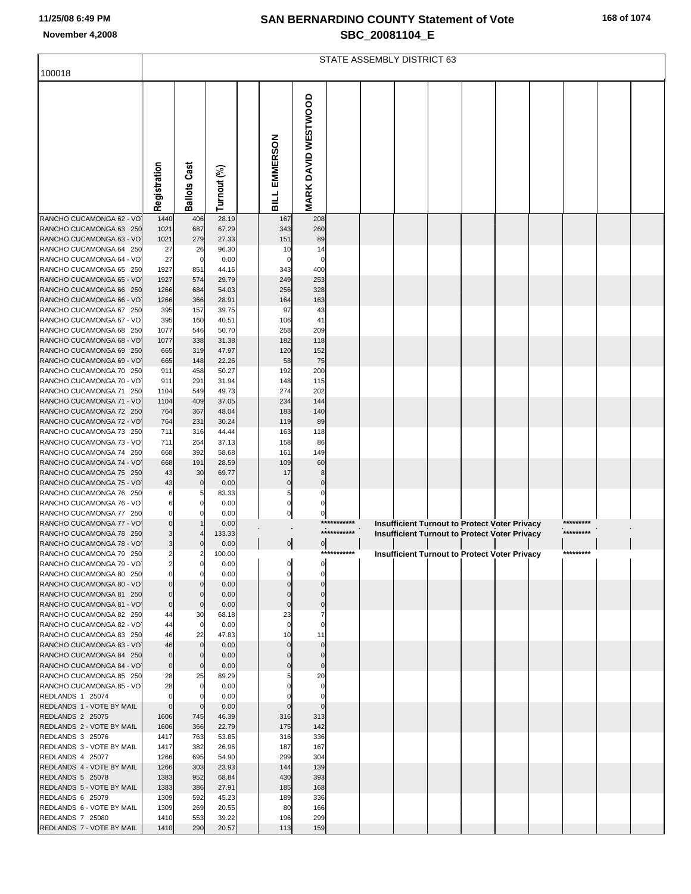# SAN BERNARDINO COUNTY Statement of Vote
## SBC_20081104_E

November 4,2008

100018

STATE ASSEMBLY DISTRICT 63

| | Registration | Ballots Cast | Turnout (%) | | BILL EMMERSON | MARK DAVID WESTWOOD | | | | | | | | | | |
|---|---|---|---|---|---|---|---|---|---|---|---|---|---|---|---|---|
| RANCHO CUCAMONGA 62 - VO | 1440 | 406 | 28.19 | | 167 | 208 | | | | | | | | | | |
| RANCHO CUCAMONGA 63 250 | 1021 | 687 | 67.29 | | 343 | 260 | | | | | | | | | | |
| RANCHO CUCAMONGA 63 - VO | 1021 | 279 | 27.33 | | 151 | 89 | | | | | | | | | | |
| RANCHO CUCAMONGA 64 250 | 27 | 26 | 96.30 | | 10 | 14 | | | | | | | | | | |
| RANCHO CUCAMONGA 64 - VO | 27 | 0 | 0.00 | | 0 | 0 | | | | | | | | | | |
| RANCHO CUCAMONGA 65 250 | 1927 | 851 | 44.16 | | 343 | 400 | | | | | | | | | | |
| RANCHO CUCAMONGA 65 - VO | 1927 | 574 | 29.79 | | 249 | 253 | | | | | | | | | | |
| RANCHO CUCAMONGA 66 250 | 1266 | 684 | 54.03 | | 256 | 328 | | | | | | | | | | |
| RANCHO CUCAMONGA 66 - VO | 1266 | 366 | 28.91 | | 164 | 163 | | | | | | | | | | |
| RANCHO CUCAMONGA 67 250 | 395 | 157 | 39.75 | | 97 | 43 | | | | | | | | | | |
| RANCHO CUCAMONGA 67 - VO | 395 | 160 | 40.51 | | 106 | 41 | | | | | | | | | | |
| RANCHO CUCAMONGA 68 250 | 1077 | 546 | 50.70 | | 258 | 209 | | | | | | | | | | |
| RANCHO CUCAMONGA 68 - VO | 1077 | 338 | 31.38 | | 182 | 118 | | | | | | | | | | |
| RANCHO CUCAMONGA 69 250 | 665 | 319 | 47.97 | | 120 | 152 | | | | | | | | | | |
| RANCHO CUCAMONGA 69 - VO | 665 | 148 | 22.26 | | 58 | 75 | | | | | | | | | | |
| RANCHO CUCAMONGA 70 250 | 911 | 458 | 50.27 | | 192 | 200 | | | | | | | | | | |
| RANCHO CUCAMONGA 70 - VO | 911 | 291 | 31.94 | | 148 | 115 | | | | | | | | | | |
| RANCHO CUCAMONGA 71 250 | 1104 | 549 | 49.73 | | 274 | 202 | | | | | | | | | | |
| RANCHO CUCAMONGA 71 - VO | 1104 | 409 | 37.05 | | 234 | 144 | | | | | | | | | | |
| RANCHO CUCAMONGA 72 250 | 764 | 367 | 48.04 | | 183 | 140 | | | | | | | | | | |
| RANCHO CUCAMONGA 72 - VO | 764 | 231 | 30.24 | | 119 | 89 | | | | | | | | | | |
| RANCHO CUCAMONGA 73 250 | 711 | 316 | 44.44 | | 163 | 118 | | | | | | | | | | |
| RANCHO CUCAMONGA 73 - VO | 711 | 264 | 37.13 | | 158 | 86 | | | | | | | | | | |
| RANCHO CUCAMONGA 74 250 | 668 | 392 | 58.68 | | 161 | 149 | | | | | | | | | | |
| RANCHO CUCAMONGA 74 - VO | 668 | 191 | 28.59 | | 109 | 60 | | | | | | | | | | |
| RANCHO CUCAMONGA 75 250 | 43 | 30 | 69.77 | | 17 | 8 | | | | | | | | | | |
| RANCHO CUCAMONGA 75 - VO | 43 | 0 | 0.00 | | 0 | 0 | | | | | | | | | | |
| RANCHO CUCAMONGA 76 250 | 6 | 5 | 83.33 | | 5 | 0 | | | | | | | | | | |
| RANCHO CUCAMONGA 76 - VO | 6 | 0 | 0.00 | | 0 | 0 | | | | | | | | | | |
| RANCHO CUCAMONGA 77 250 | 0 | 0 | 0.00 | | 0 | 0 | | | | | | | | | | |
| RANCHO CUCAMONGA 77 - VO | 0 | 1 | 0.00 | | | | *********** | | Insufficient Turnout to Protect Voter Privacy | | | | | ********* | | |
| RANCHO CUCAMONGA 78 250 | 3 | 4 | 133.33 | | | | *********** | | Insufficient Turnout to Protect Voter Privacy | | | | | ********* | | |
| RANCHO CUCAMONGA 78 - VO | 3 | 0 | 0.00 | | 0 | 0 | | | | | | | | | | |
| RANCHO CUCAMONGA 79 250 | 2 | 2 | 100.00 | | | | *********** | | Insufficient Turnout to Protect Voter Privacy | | | | | ********* | | |
| RANCHO CUCAMONGA 79 - VO | 2 | 0 | 0.00 | | 0 | 0 | | | | | | | | | | |
| RANCHO CUCAMONGA 80 250 | 0 | 0 | 0.00 | | 0 | 0 | | | | | | | | | | |
| RANCHO CUCAMONGA 80 - VO | 0 | 0 | 0.00 | | 0 | 0 | | | | | | | | | | |
| RANCHO CUCAMONGA 81 250 | 0 | 0 | 0.00 | | 0 | 0 | | | | | | | | | | |
| RANCHO CUCAMONGA 81 - VO | 0 | 0 | 0.00 | | 0 | 0 | | | | | | | | | | |
| RANCHO CUCAMONGA 82 250 | 44 | 30 | 68.18 | | 23 | 7 | | | | | | | | | | |
| RANCHO CUCAMONGA 82 - VO | 44 | 0 | 0.00 | | 0 | 0 | | | | | | | | | | |
| RANCHO CUCAMONGA 83 250 | 46 | 22 | 47.83 | | 10 | 11 | | | | | | | | | | |
| RANCHO CUCAMONGA 83 - VO | 46 | 0 | 0.00 | | 0 | 0 | | | | | | | | | | |
| RANCHO CUCAMONGA 84 250 | 0 | 0 | 0.00 | | 0 | 0 | | | | | | | | | | |
| RANCHO CUCAMONGA 84 - VO | 0 | 0 | 0.00 | | 0 | 0 | | | | | | | | | | |
| RANCHO CUCAMONGA 85 250 | 28 | 25 | 89.29 | | 5 | 20 | | | | | | | | | | |
| RANCHO CUCAMONGA 85 - VO | 28 | 0 | 0.00 | | 0 | 0 | | | | | | | | | | |
| REDLANDS 1 25074 | 0 | 0 | 0.00 | | 0 | 0 | | | | | | | | | | |
| REDLANDS 1 - VOTE BY MAIL | 0 | 0 | 0.00 | | 0 | 0 | | | | | | | | | | |
| REDLANDS 2 25075 | 1606 | 745 | 46.39 | | 316 | 313 | | | | | | | | | | |
| REDLANDS 2 - VOTE BY MAIL | 1606 | 366 | 22.79 | | 175 | 142 | | | | | | | | | | |
| REDLANDS 3 25076 | 1417 | 763 | 53.85 | | 316 | 336 | | | | | | | | | | |
| REDLANDS 3 - VOTE BY MAIL | 1417 | 382 | 26.96 | | 187 | 167 | | | | | | | | | | |
| REDLANDS 4 25077 | 1266 | 695 | 54.90 | | 299 | 304 | | | | | | | | | | |
| REDLANDS 4 - VOTE BY MAIL | 1266 | 303 | 23.93 | | 144 | 139 | | | | | | | | | | |
| REDLANDS 5 25078 | 1383 | 952 | 68.84 | | 430 | 393 | | | | | | | | | | |
| REDLANDS 5 - VOTE BY MAIL | 1383 | 386 | 27.91 | | 185 | 168 | | | | | | | | | | |
| REDLANDS 6 25079 | 1309 | 592 | 45.23 | | 189 | 336 | | | | | | | | | | |
| REDLANDS 6 - VOTE BY MAIL | 1309 | 269 | 20.55 | | 80 | 166 | | | | | | | | | | |
| REDLANDS 7 25080 | 1410 | 553 | 39.22 | | 196 | 299 | | | | | | | | | | |
| REDLANDS 7 - VOTE BY MAIL | 1410 | 290 | 20.57 | | 113 | 159 | | | | | | | | | | |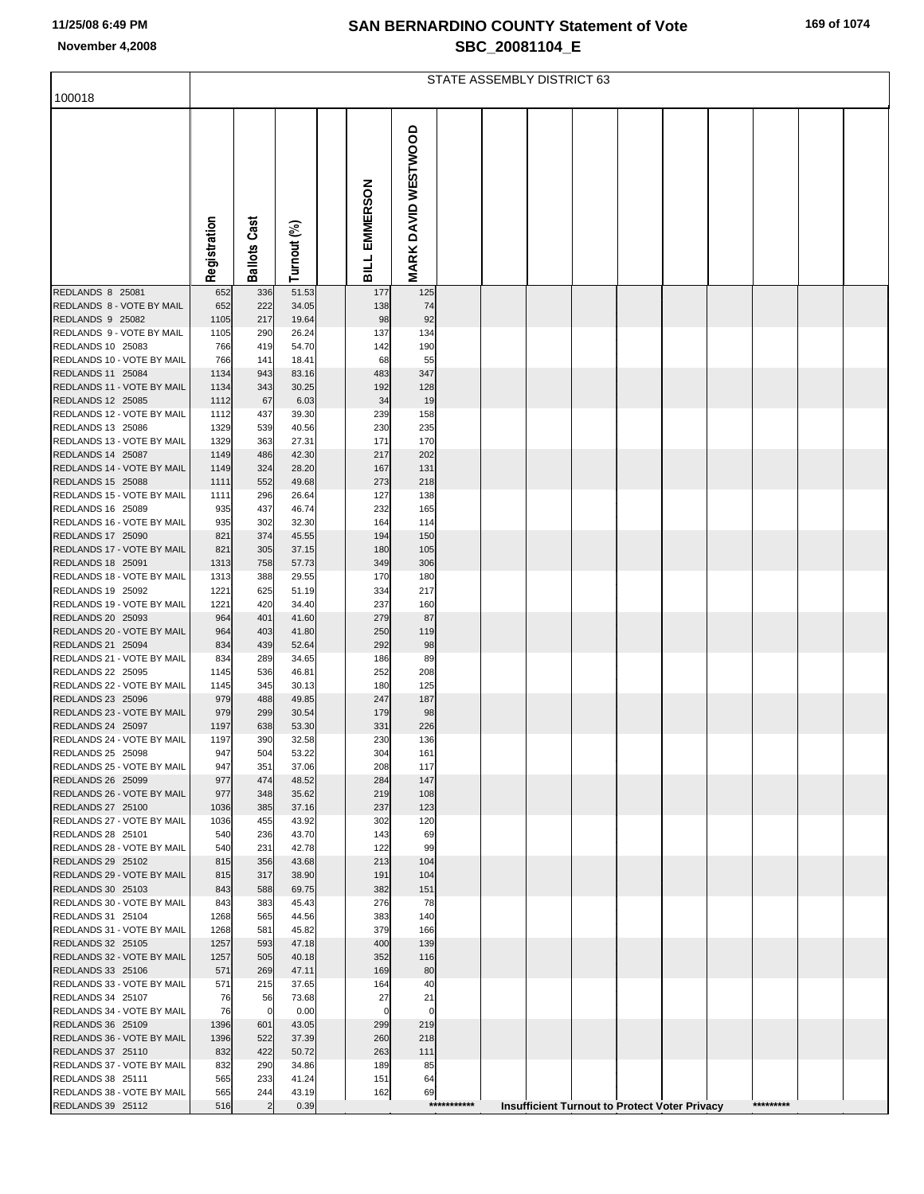# SAN BERNARDINO COUNTY Statement of Vote

## SBC_20081104_E

November 4,2008

| 100018 | STATE ASSEMBLY DISTRICT 63 | | | | | |
|---|---|---|---|---|---|---|
| | Registration | Ballots Cast | Turnout (%) | | BILL EMMERSON | MARK DAVID WESTWOOD |
| REDLANDS 8 25081 | 652 | 336 | 51.53 | | 177 | 125 |
| REDLANDS 8 - VOTE BY MAIL | 652 | 222 | 34.05 | | 138 | 74 |
| REDLANDS 9 25082 | 1105 | 217 | 19.64 | | 98 | 92 |
| REDLANDS 9 - VOTE BY MAIL | 1105 | 290 | 26.24 | | 137 | 134 |
| REDLANDS 10 25083 | 766 | 419 | 54.70 | | 142 | 190 |
| REDLANDS 10 - VOTE BY MAIL | 766 | 141 | 18.41 | | 68 | 55 |
| REDLANDS 11 25084 | 1134 | 943 | 83.16 | | 483 | 347 |
| REDLANDS 11 - VOTE BY MAIL | 1134 | 343 | 30.25 | | 192 | 128 |
| REDLANDS 12 25085 | 1112 | 67 | 6.03 | | 34 | 19 |
| REDLANDS 12 - VOTE BY MAIL | 1112 | 437 | 39.30 | | 239 | 158 |
| REDLANDS 13 25086 | 1329 | 539 | 40.56 | | 230 | 235 |
| REDLANDS 13 - VOTE BY MAIL | 1329 | 363 | 27.31 | | 171 | 170 |
| REDLANDS 14 25087 | 1149 | 486 | 42.30 | | 217 | 202 |
| REDLANDS 14 - VOTE BY MAIL | 1149 | 324 | 28.20 | | 167 | 131 |
| REDLANDS 15 25088 | 1111 | 552 | 49.68 | | 273 | 218 |
| REDLANDS 15 - VOTE BY MAIL | 1111 | 296 | 26.64 | | 127 | 138 |
| REDLANDS 16 25089 | 935 | 437 | 46.74 | | 232 | 165 |
| REDLANDS 16 - VOTE BY MAIL | 935 | 302 | 32.30 | | 164 | 114 |
| REDLANDS 17 25090 | 821 | 374 | 45.55 | | 194 | 150 |
| REDLANDS 17 - VOTE BY MAIL | 821 | 305 | 37.15 | | 180 | 105 |
| REDLANDS 18 25091 | 1313 | 758 | 57.73 | | 349 | 306 |
| REDLANDS 18 - VOTE BY MAIL | 1313 | 388 | 29.55 | | 170 | 180 |
| REDLANDS 19 25092 | 1221 | 625 | 51.19 | | 334 | 217 |
| REDLANDS 19 - VOTE BY MAIL | 1221 | 420 | 34.40 | | 237 | 160 |
| REDLANDS 20 25093 | 964 | 401 | 41.60 | | 279 | 87 |
| REDLANDS 20 - VOTE BY MAIL | 964 | 403 | 41.80 | | 250 | 119 |
| REDLANDS 21 25094 | 834 | 439 | 52.64 | | 292 | 98 |
| REDLANDS 21 - VOTE BY MAIL | 834 | 289 | 34.65 | | 186 | 89 |
| REDLANDS 22 25095 | 1145 | 536 | 46.81 | | 252 | 208 |
| REDLANDS 22 - VOTE BY MAIL | 1145 | 345 | 30.13 | | 180 | 125 |
| REDLANDS 23 25096 | 979 | 488 | 49.85 | | 247 | 187 |
| REDLANDS 23 - VOTE BY MAIL | 979 | 299 | 30.54 | | 179 | 98 |
| REDLANDS 24 25097 | 1197 | 638 | 53.30 | | 331 | 226 |
| REDLANDS 24 - VOTE BY MAIL | 1197 | 390 | 32.58 | | 230 | 136 |
| REDLANDS 25 25098 | 947 | 504 | 53.22 | | 304 | 161 |
| REDLANDS 25 - VOTE BY MAIL | 947 | 351 | 37.06 | | 208 | 117 |
| REDLANDS 26 25099 | 977 | 474 | 48.52 | | 284 | 147 |
| REDLANDS 26 - VOTE BY MAIL | 977 | 348 | 35.62 | | 219 | 108 |
| REDLANDS 27 25100 | 1036 | 385 | 37.16 | | 237 | 123 |
| REDLANDS 27 - VOTE BY MAIL | 1036 | 455 | 43.92 | | 302 | 120 |
| REDLANDS 28 25101 | 540 | 236 | 43.70 | | 143 | 69 |
| REDLANDS 28 - VOTE BY MAIL | 540 | 231 | 42.78 | | 122 | 99 |
| REDLANDS 29 25102 | 815 | 356 | 43.68 | | 213 | 104 |
| REDLANDS 29 - VOTE BY MAIL | 815 | 317 | 38.90 | | 191 | 104 |
| REDLANDS 30 25103 | 843 | 588 | 69.75 | | 382 | 151 |
| REDLANDS 30 - VOTE BY MAIL | 843 | 383 | 45.43 | | 276 | 78 |
| REDLANDS 31 25104 | 1268 | 565 | 44.56 | | 383 | 140 |
| REDLANDS 31 - VOTE BY MAIL | 1268 | 581 | 45.82 | | 379 | 166 |
| REDLANDS 32 25105 | 1257 | 593 | 47.18 | | 400 | 139 |
| REDLANDS 32 - VOTE BY MAIL | 1257 | 505 | 40.18 | | 352 | 116 |
| REDLANDS 33 25106 | 571 | 269 | 47.11 | | 169 | 80 |
| REDLANDS 33 - VOTE BY MAIL | 571 | 215 | 37.65 | | 164 | 40 |
| REDLANDS 34 25107 | 76 | 56 | 73.68 | | 27 | 21 |
| REDLANDS 34 - VOTE BY MAIL | 76 | 0 | 0.00 | | 0 | 0 |
| REDLANDS 36 25109 | 1396 | 601 | 43.05 | | 299 | 219 |
| REDLANDS 36 - VOTE BY MAIL | 1396 | 522 | 37.39 | | 260 | 218 |
| REDLANDS 37 25110 | 832 | 422 | 50.72 | | 263 | 111 |
| REDLANDS 37 - VOTE BY MAIL | 832 | 290 | 34.86 | | 189 | 85 |
| REDLANDS 38 25111 | 565 | 233 | 41.24 | | 151 | 64 |
| REDLANDS 38 - VOTE BY MAIL | 565 | 244 | 43.19 | | 162 | 69 |
| REDLANDS 39 25112 | 516 | 2 | 0.39 | | *********** Insufficient Turnout to Protect Voter Privacy ********* | |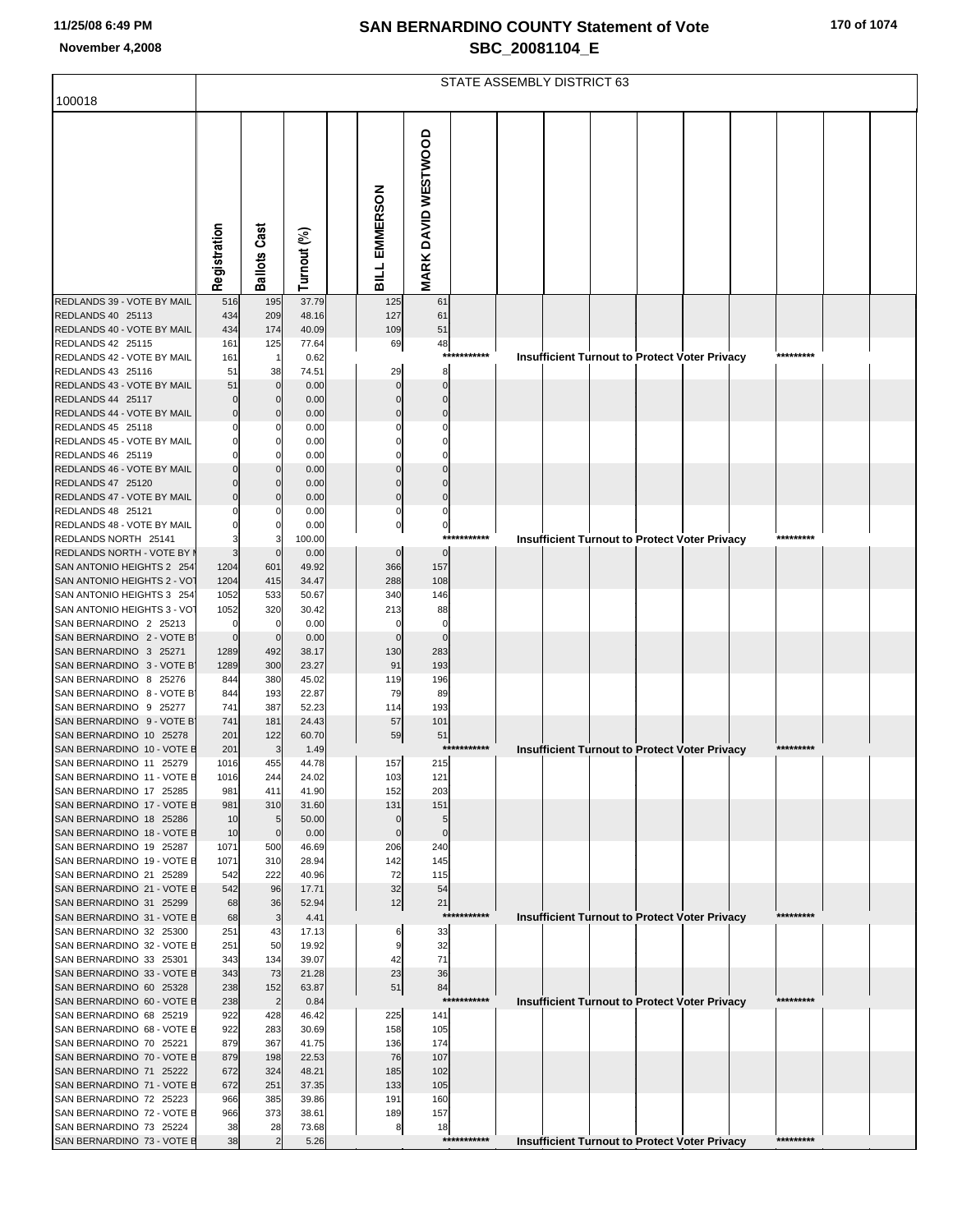# SAN BERNARDINO COUNTY Statement of Vote

## SBC_20081104_E

11/25/08 6:49 PM

November 4,2008

100018

STATE ASSEMBLY DISTRICT 63

| | Registration | Ballots Cast | Turnout (%) | BILL EMMERSON | MARK DAVID WESTWOOD |
|---|---|---|---|---|---|
| REDLANDS 39 - VOTE BY MAIL | 516 | 195 | 37.79 | 125 | 61 |
| REDLANDS 40 25113 | 434 | 209 | 48.16 | 127 | 61 |
| REDLANDS 40 - VOTE BY MAIL | 434 | 174 | 40.09 | 109 | 51 |
| REDLANDS 42 25115 | 161 | 125 | 77.64 | 69 | 48 |
| REDLANDS 42 - VOTE BY MAIL | 161 | 1 | 0.62 | *********** Insufficient Turnout to Protect Voter Privacy ********* | |
| REDLANDS 43 25116 | 51 | 38 | 74.51 | 29 | 8 |
| REDLANDS 43 - VOTE BY MAIL | 51 | 0 | 0.00 | 0 | 0 |
| REDLANDS 44 25117 | 0 | 0 | 0.00 | 0 | 0 |
| REDLANDS 44 - VOTE BY MAIL | 0 | 0 | 0.00 | 0 | 0 |
| REDLANDS 45 25118 | 0 | 0 | 0.00 | 0 | 0 |
| REDLANDS 45 - VOTE BY MAIL | 0 | 0 | 0.00 | 0 | 0 |
| REDLANDS 46 25119 | 0 | 0 | 0.00 | 0 | 0 |
| REDLANDS 46 - VOTE BY MAIL | 0 | 0 | 0.00 | 0 | 0 |
| REDLANDS 47 25120 | 0 | 0 | 0.00 | 0 | 0 |
| REDLANDS 47 - VOTE BY MAIL | 0 | 0 | 0.00 | 0 | 0 |
| REDLANDS 48 25121 | 0 | 0 | 0.00 | 0 | 0 |
| REDLANDS 48 - VOTE BY MAIL | 0 | 0 | 0.00 | 0 | 0 |
| REDLANDS NORTH 25141 | 3 | 3 | 100.00 | *********** Insufficient Turnout to Protect Voter Privacy ********* | |
| REDLANDS NORTH - VOTE BY M | 3 | 0 | 0.00 | 0 | 0 |
| SAN ANTONIO HEIGHTS 2 254 | 1204 | 601 | 49.92 | 366 | 157 |
| SAN ANTONIO HEIGHTS 2 - VOT | 1204 | 415 | 34.47 | 288 | 108 |
| SAN ANTONIO HEIGHTS 3 254 | 1052 | 533 | 50.67 | 340 | 146 |
| SAN ANTONIO HEIGHTS 3 - VOT | 1052 | 320 | 30.42 | 213 | 88 |
| SAN BERNARDINO 2 25213 | 0 | 0 | 0.00 | 0 | 0 |
| SAN BERNARDINO 2 - VOTE BY | 0 | 0 | 0.00 | 0 | 0 |
| SAN BERNARDINO 3 25271 | 1289 | 492 | 38.17 | 130 | 283 |
| SAN BERNARDINO 3 - VOTE BY | 1289 | 300 | 23.27 | 91 | 193 |
| SAN BERNARDINO 8 25276 | 844 | 380 | 45.02 | 119 | 196 |
| SAN BERNARDINO 8 - VOTE BY | 844 | 193 | 22.87 | 79 | 89 |
| SAN BERNARDINO 9 25277 | 741 | 387 | 52.23 | 114 | 193 |
| SAN BERNARDINO 9 - VOTE BY | 741 | 181 | 24.43 | 57 | 101 |
| SAN BERNARDINO 10 25278 | 201 | 122 | 60.70 | 59 | 51 |
| SAN BERNARDINO 10 - VOTE B | 201 | 3 | 1.49 | *********** Insufficient Turnout to Protect Voter Privacy ********* | |
| SAN BERNARDINO 11 25279 | 1016 | 455 | 44.78 | 157 | 215 |
| SAN BERNARDINO 11 - VOTE B | 1016 | 244 | 24.02 | 103 | 121 |
| SAN BERNARDINO 17 25285 | 981 | 411 | 41.90 | 152 | 203 |
| SAN BERNARDINO 17 - VOTE B | 981 | 310 | 31.60 | 131 | 151 |
| SAN BERNARDINO 18 25286 | 10 | 5 | 50.00 | 0 | 5 |
| SAN BERNARDINO 18 - VOTE B | 10 | 0 | 0.00 | 0 | 0 |
| SAN BERNARDINO 19 25287 | 1071 | 500 | 46.69 | 206 | 240 |
| SAN BERNARDINO 19 - VOTE B | 1071 | 310 | 28.94 | 142 | 145 |
| SAN BERNARDINO 21 25289 | 542 | 222 | 40.96 | 72 | 115 |
| SAN BERNARDINO 21 - VOTE B | 542 | 96 | 17.71 | 32 | 54 |
| SAN BERNARDINO 31 25299 | 68 | 36 | 52.94 | 12 | 21 |
| SAN BERNARDINO 31 - VOTE B | 68 | 3 | 4.41 | *********** Insufficient Turnout to Protect Voter Privacy ********* | |
| SAN BERNARDINO 32 25300 | 251 | 43 | 17.13 | 6 | 33 |
| SAN BERNARDINO 32 - VOTE B | 251 | 50 | 19.92 | 9 | 32 |
| SAN BERNARDINO 33 25301 | 343 | 134 | 39.07 | 42 | 71 |
| SAN BERNARDINO 33 - VOTE B | 343 | 73 | 21.28 | 23 | 36 |
| SAN BERNARDINO 60 25328 | 238 | 152 | 63.87 | 51 | 84 |
| SAN BERNARDINO 60 - VOTE B | 238 | 2 | 0.84 | *********** Insufficient Turnout to Protect Voter Privacy ********* | |
| SAN BERNARDINO 68 25219 | 922 | 428 | 46.42 | 225 | 141 |
| SAN BERNARDINO 68 - VOTE B | 922 | 283 | 30.69 | 158 | 105 |
| SAN BERNARDINO 70 25221 | 879 | 367 | 41.75 | 136 | 174 |
| SAN BERNARDINO 70 - VOTE B | 879 | 198 | 22.53 | 76 | 107 |
| SAN BERNARDINO 71 25222 | 672 | 324 | 48.21 | 185 | 102 |
| SAN BERNARDINO 71 - VOTE B | 672 | 251 | 37.35 | 133 | 105 |
| SAN BERNARDINO 72 25223 | 966 | 385 | 39.86 | 191 | 160 |
| SAN BERNARDINO 72 - VOTE B | 966 | 373 | 38.61 | 189 | 157 |
| SAN BERNARDINO 73 25224 | 38 | 28 | 73.68 | 8 | 18 |
| SAN BERNARDINO 73 - VOTE B | 38 | 2 | 5.26 | *********** Insufficient Turnout to Protect Voter Privacy ********* | |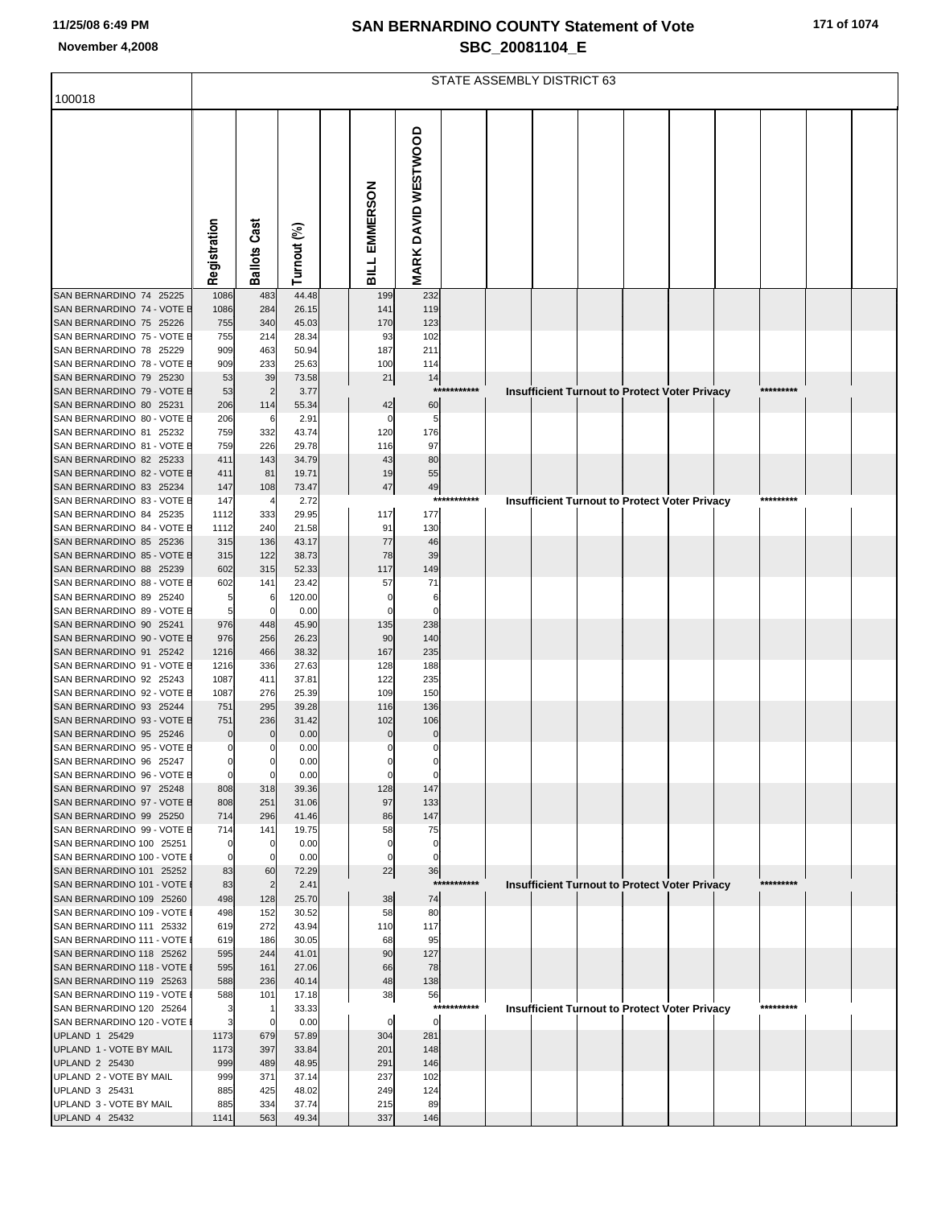**11/25/08 6:49 PM**

**November 4,2008**

# SAN BERNARDINO COUNTY Statement of Vote
## SBC_20081104_E

100018

STATE ASSEMBLY DISTRICT 63

| | Registration | Ballots Cast | Turnout (%) | | BILL EMMERSON | MARK DAVID WESTWOOD | | | | | | | | | | |
|---|---|---|---|---|---|---|---|---|---|---|---|---|---|---|---|---|
| SAN BERNARDINO 74 25225 | 1086 | 483 | 44.48 | | 199 | 232 | | | | | | | | | | |
| SAN BERNARDINO 74 - VOTE B | 1086 | 284 | 26.15 | | 141 | 119 | | | | | | | | | | |
| SAN BERNARDINO 75 25226 | 755 | 340 | 45.03 | | 170 | 123 | | | | | | | | | | |
| SAN BERNARDINO 75 - VOTE B | 755 | 214 | 28.34 | | 93 | 102 | | | | | | | | | | |
| SAN BERNARDINO 78 25229 | 909 | 463 | 50.94 | | 187 | 211 | | | | | | | | | | |
| SAN BERNARDINO 78 - VOTE B | 909 | 233 | 25.63 | | 100 | 114 | | | | | | | | | | |
| SAN BERNARDINO 79 25230 | 53 | 39 | 73.58 | | 21 | 14 | | | | | | | | | | |
| SAN BERNARDINO 79 - VOTE B | 53 | 2 | 3.77 | | | | *********** | Insufficient Turnout to Protect Voter Privacy | | | | | | ********* | | |
| SAN BERNARDINO 80 25231 | 206 | 114 | 55.34 | | 42 | 60 | | | | | | | | | | |
| SAN BERNARDINO 80 - VOTE B | 206 | 6 | 2.91 | | 0 | 5 | | | | | | | | | | |
| SAN BERNARDINO 81 25232 | 759 | 332 | 43.74 | | 120 | 176 | | | | | | | | | | |
| SAN BERNARDINO 81 - VOTE B | 759 | 226 | 29.78 | | 116 | 97 | | | | | | | | | | |
| SAN BERNARDINO 82 25233 | 411 | 143 | 34.79 | | 43 | 80 | | | | | | | | | | |
| SAN BERNARDINO 82 - VOTE B | 411 | 81 | 19.71 | | 19 | 55 | | | | | | | | | | |
| SAN BERNARDINO 83 25234 | 147 | 108 | 73.47 | | 47 | 49 | | | | | | | | | | |
| SAN BERNARDINO 83 - VOTE B | 147 | 4 | 2.72 | | | | *********** | Insufficient Turnout to Protect Voter Privacy | | | | | | ********* | | |
| SAN BERNARDINO 84 25235 | 1112 | 333 | 29.95 | | 117 | 177 | | | | | | | | | | |
| SAN BERNARDINO 84 - VOTE B | 1112 | 240 | 21.58 | | 91 | 130 | | | | | | | | | | |
| SAN BERNARDINO 85 25236 | 315 | 136 | 43.17 | | 77 | 46 | | | | | | | | | | |
| SAN BERNARDINO 85 - VOTE B | 315 | 122 | 38.73 | | 78 | 39 | | | | | | | | | | |
| SAN BERNARDINO 88 25239 | 602 | 315 | 52.33 | | 117 | 149 | | | | | | | | | | |
| SAN BERNARDINO 88 - VOTE B | 602 | 141 | 23.42 | | 57 | 71 | | | | | | | | | | |
| SAN BERNARDINO 89 25240 | 5 | 6 | 120.00 | | 0 | 6 | | | | | | | | | | |
| SAN BERNARDINO 89 - VOTE B | 5 | 0 | 0.00 | | 0 | 0 | | | | | | | | | | |
| SAN BERNARDINO 90 25241 | 976 | 448 | 45.90 | | 135 | 238 | | | | | | | | | | |
| SAN BERNARDINO 90 - VOTE B | 976 | 256 | 26.23 | | 90 | 140 | | | | | | | | | | |
| SAN BERNARDINO 91 25242 | 1216 | 466 | 38.32 | | 167 | 235 | | | | | | | | | | |
| SAN BERNARDINO 91 - VOTE B | 1216 | 336 | 27.63 | | 128 | 188 | | | | | | | | | | |
| SAN BERNARDINO 92 25243 | 1087 | 411 | 37.81 | | 122 | 235 | | | | | | | | | | |
| SAN BERNARDINO 92 - VOTE B | 1087 | 276 | 25.39 | | 109 | 150 | | | | | | | | | | |
| SAN BERNARDINO 93 25244 | 751 | 295 | 39.28 | | 116 | 136 | | | | | | | | | | |
| SAN BERNARDINO 93 - VOTE B | 751 | 236 | 31.42 | | 102 | 106 | | | | | | | | | | |
| SAN BERNARDINO 95 25246 | 0 | 0 | 0.00 | | 0 | 0 | | | | | | | | | | |
| SAN BERNARDINO 95 - VOTE B | 0 | 0 | 0.00 | | 0 | 0 | | | | | | | | | | |
| SAN BERNARDINO 96 25247 | 0 | 0 | 0.00 | | 0 | 0 | | | | | | | | | | |
| SAN BERNARDINO 96 - VOTE B | 0 | 0 | 0.00 | | 0 | 0 | | | | | | | | | | |
| SAN BERNARDINO 97 25248 | 808 | 318 | 39.36 | | 128 | 147 | | | | | | | | | | |
| SAN BERNARDINO 97 - VOTE B | 808 | 251 | 31.06 | | 97 | 133 | | | | | | | | | | |
| SAN BERNARDINO 99 25250 | 714 | 296 | 41.46 | | 86 | 147 | | | | | | | | | | |
| SAN BERNARDINO 99 - VOTE B | 714 | 141 | 19.75 | | 58 | 75 | | | | | | | | | | |
| SAN BERNARDINO 100 25251 | 0 | 0 | 0.00 | | 0 | 0 | | | | | | | | | | |
| SAN BERNARDINO 100 - VOTE I | 0 | 0 | 0.00 | | 0 | 0 | | | | | | | | | | |
| SAN BERNARDINO 101 25252 | 83 | 60 | 72.29 | | 22 | 36 | | | | | | | | | | |
| SAN BERNARDINO 101 - VOTE I | 83 | 2 | 2.41 | | | | *********** | Insufficient Turnout to Protect Voter Privacy | | | | | | ********* | | |
| SAN BERNARDINO 109 25260 | 498 | 128 | 25.70 | | 38 | 74 | | | | | | | | | | |
| SAN BERNARDINO 109 - VOTE I | 498 | 152 | 30.52 | | 58 | 80 | | | | | | | | | | |
| SAN BERNARDINO 111 25332 | 619 | 272 | 43.94 | | 110 | 117 | | | | | | | | | | |
| SAN BERNARDINO 111 - VOTE I | 619 | 186 | 30.05 | | 68 | 95 | | | | | | | | | | |
| SAN BERNARDINO 118 25262 | 595 | 244 | 41.01 | | 90 | 127 | | | | | | | | | | |
| SAN BERNARDINO 118 - VOTE I | 595 | 161 | 27.06 | | 66 | 78 | | | | | | | | | | |
| SAN BERNARDINO 119 25263 | 588 | 236 | 40.14 | | 48 | 138 | | | | | | | | | | |
| SAN BERNARDINO 119 - VOTE I | 588 | 101 | 17.18 | | 38 | 56 | | | | | | | | | | |
| SAN BERNARDINO 120 25264 | 3 | 1 | 33.33 | | | | *********** | Insufficient Turnout to Protect Voter Privacy | | | | | | ********* | | |
| SAN BERNARDINO 120 - VOTE I | 3 | 0 | 0.00 | | 0 | 0 | | | | | | | | | | |
| UPLAND 1 25429 | 1173 | 679 | 57.89 | | 304 | 281 | | | | | | | | | | |
| UPLAND 1 - VOTE BY MAIL | 1173 | 397 | 33.84 | | 201 | 148 | | | | | | | | | | |
| UPLAND 2 25430 | 999 | 489 | 48.95 | | 291 | 146 | | | | | | | | | | |
| UPLAND 2 - VOTE BY MAIL | 999 | 371 | 37.14 | | 237 | 102 | | | | | | | | | | |
| UPLAND 3 25431 | 885 | 425 | 48.02 | | 249 | 124 | | | | | | | | | | |
| UPLAND 3 - VOTE BY MAIL | 885 | 334 | 37.74 | | 215 | 89 | | | | | | | | | | |
| UPLAND 4 25432 | 1141 | 563 | 49.34 | | 337 | 146 | | | | | | | | | | |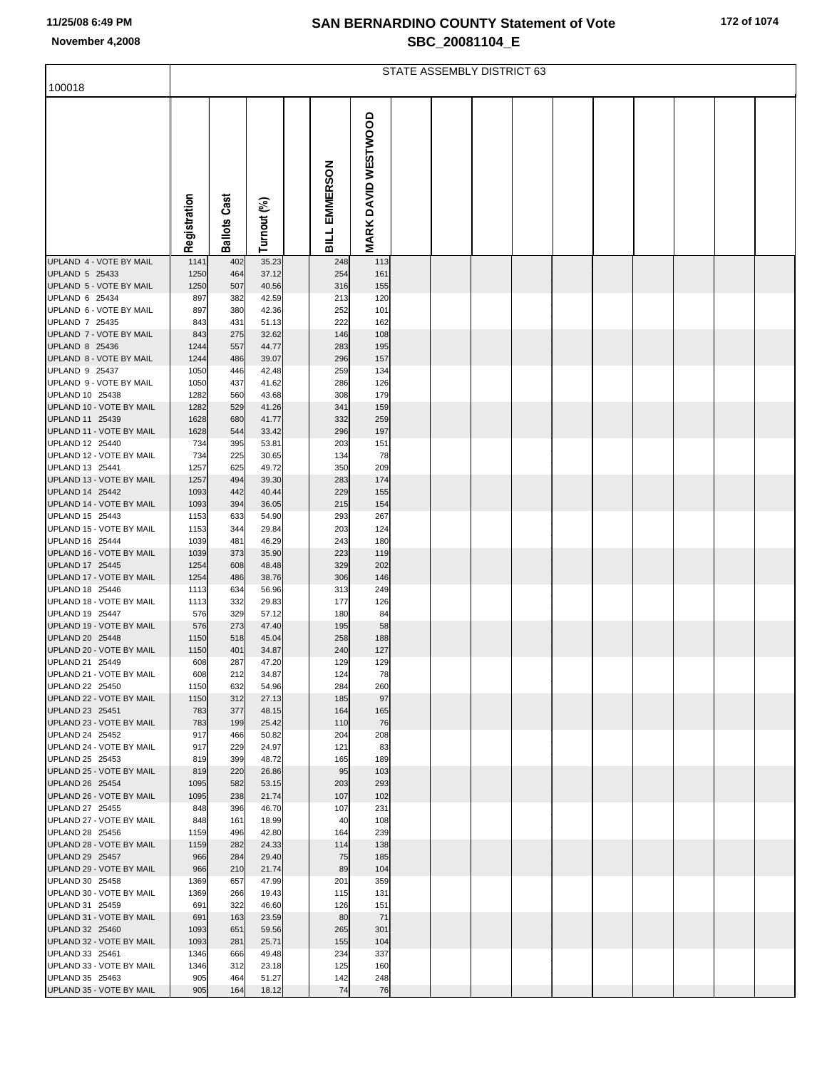# SAN BERNARDINO COUNTY Statement of Vote
## SBC_20081104_E

11/25/08 6:49 PM
November 4,2008

| 100018 | STATE ASSEMBLY DISTRICT 63 | | | | | |
|---|---|---|---|---|---|---|
| | Registration | Ballots Cast | Turnout (%) | | BILL EMMERSON | MARK DAVID WESTWOOD |
| UPLAND 4 - VOTE BY MAIL | 1141 | 402 | 35.23 | | 248 | 113 |
| UPLAND 5 25433 | 1250 | 464 | 37.12 | | 254 | 161 |
| UPLAND 5 - VOTE BY MAIL | 1250 | 507 | 40.56 | | 316 | 155 |
| UPLAND 6 25434 | 897 | 382 | 42.59 | | 213 | 120 |
| UPLAND 6 - VOTE BY MAIL | 897 | 380 | 42.36 | | 252 | 101 |
| UPLAND 7 25435 | 843 | 431 | 51.13 | | 222 | 162 |
| UPLAND 7 - VOTE BY MAIL | 843 | 275 | 32.62 | | 146 | 108 |
| UPLAND 8 25436 | 1244 | 557 | 44.77 | | 283 | 195 |
| UPLAND 8 - VOTE BY MAIL | 1244 | 486 | 39.07 | | 296 | 157 |
| UPLAND 9 25437 | 1050 | 446 | 42.48 | | 259 | 134 |
| UPLAND 9 - VOTE BY MAIL | 1050 | 437 | 41.62 | | 286 | 126 |
| UPLAND 10 25438 | 1282 | 560 | 43.68 | | 308 | 179 |
| UPLAND 10 - VOTE BY MAIL | 1282 | 529 | 41.26 | | 341 | 159 |
| UPLAND 11 25439 | 1628 | 680 | 41.77 | | 332 | 259 |
| UPLAND 11 - VOTE BY MAIL | 1628 | 544 | 33.42 | | 296 | 197 |
| UPLAND 12 25440 | 734 | 395 | 53.81 | | 203 | 151 |
| UPLAND 12 - VOTE BY MAIL | 734 | 225 | 30.65 | | 134 | 78 |
| UPLAND 13 25441 | 1257 | 625 | 49.72 | | 350 | 209 |
| UPLAND 13 - VOTE BY MAIL | 1257 | 494 | 39.30 | | 283 | 174 |
| UPLAND 14 25442 | 1093 | 442 | 40.44 | | 229 | 155 |
| UPLAND 14 - VOTE BY MAIL | 1093 | 394 | 36.05 | | 215 | 154 |
| UPLAND 15 25443 | 1153 | 633 | 54.90 | | 293 | 267 |
| UPLAND 15 - VOTE BY MAIL | 1153 | 344 | 29.84 | | 203 | 124 |
| UPLAND 16 25444 | 1039 | 481 | 46.29 | | 243 | 180 |
| UPLAND 16 - VOTE BY MAIL | 1039 | 373 | 35.90 | | 223 | 119 |
| UPLAND 17 25445 | 1254 | 608 | 48.48 | | 329 | 202 |
| UPLAND 17 - VOTE BY MAIL | 1254 | 486 | 38.76 | | 306 | 146 |
| UPLAND 18 25446 | 1113 | 634 | 56.96 | | 313 | 249 |
| UPLAND 18 - VOTE BY MAIL | 1113 | 332 | 29.83 | | 177 | 126 |
| UPLAND 19 25447 | 576 | 329 | 57.12 | | 180 | 84 |
| UPLAND 19 - VOTE BY MAIL | 576 | 273 | 47.40 | | 195 | 58 |
| UPLAND 20 25448 | 1150 | 518 | 45.04 | | 258 | 188 |
| UPLAND 20 - VOTE BY MAIL | 1150 | 401 | 34.87 | | 240 | 127 |
| UPLAND 21 25449 | 608 | 287 | 47.20 | | 129 | 129 |
| UPLAND 21 - VOTE BY MAIL | 608 | 212 | 34.87 | | 124 | 78 |
| UPLAND 22 25450 | 1150 | 632 | 54.96 | | 284 | 260 |
| UPLAND 22 - VOTE BY MAIL | 1150 | 312 | 27.13 | | 185 | 97 |
| UPLAND 23 25451 | 783 | 377 | 48.15 | | 164 | 165 |
| UPLAND 23 - VOTE BY MAIL | 783 | 199 | 25.42 | | 110 | 76 |
| UPLAND 24 25452 | 917 | 466 | 50.82 | | 204 | 208 |
| UPLAND 24 - VOTE BY MAIL | 917 | 229 | 24.97 | | 121 | 83 |
| UPLAND 25 25453 | 819 | 399 | 48.72 | | 165 | 189 |
| UPLAND 25 - VOTE BY MAIL | 819 | 220 | 26.86 | | 95 | 103 |
| UPLAND 26 25454 | 1095 | 582 | 53.15 | | 203 | 293 |
| UPLAND 26 - VOTE BY MAIL | 1095 | 238 | 21.74 | | 107 | 102 |
| UPLAND 27 25455 | 848 | 396 | 46.70 | | 107 | 231 |
| UPLAND 27 - VOTE BY MAIL | 848 | 161 | 18.99 | | 40 | 108 |
| UPLAND 28 25456 | 1159 | 496 | 42.80 | | 164 | 239 |
| UPLAND 28 - VOTE BY MAIL | 1159 | 282 | 24.33 | | 114 | 138 |
| UPLAND 29 25457 | 966 | 284 | 29.40 | | 75 | 185 |
| UPLAND 29 - VOTE BY MAIL | 966 | 210 | 21.74 | | 89 | 104 |
| UPLAND 30 25458 | 1369 | 657 | 47.99 | | 201 | 359 |
| UPLAND 30 - VOTE BY MAIL | 1369 | 266 | 19.43 | | 115 | 131 |
| UPLAND 31 25459 | 691 | 322 | 46.60 | | 126 | 151 |
| UPLAND 31 - VOTE BY MAIL | 691 | 163 | 23.59 | | 80 | 71 |
| UPLAND 32 25460 | 1093 | 651 | 59.56 | | 265 | 301 |
| UPLAND 32 - VOTE BY MAIL | 1093 | 281 | 25.71 | | 155 | 104 |
| UPLAND 33 25461 | 1346 | 666 | 49.48 | | 234 | 337 |
| UPLAND 33 - VOTE BY MAIL | 1346 | 312 | 23.18 | | 125 | 160 |
| UPLAND 35 25463 | 905 | 464 | 51.27 | | 142 | 248 |
| UPLAND 35 - VOTE BY MAIL | 905 | 164 | 18.12 | | 74 | 76 |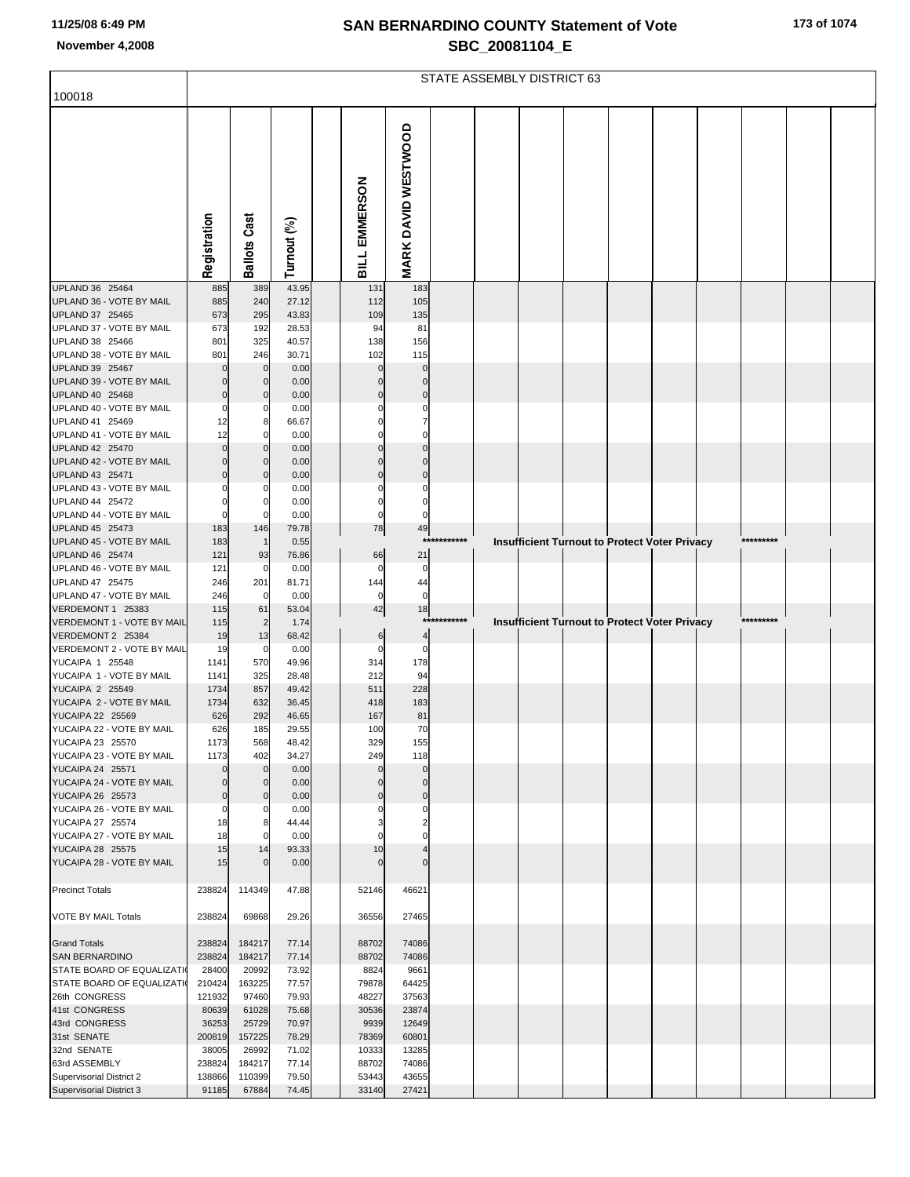# SAN BERNARDINO COUNTY Statement of Vote

## SBC_20081104_E

11/25/08 6:49 PM
November 4,2008

| 100018 | STATE ASSEMBLY DISTRICT 63 | | | | | | | |
|---|---|---|---|---|---|---|---|---|
| | Registration | Ballots Cast | Turnout (%) | | BILL EMMERSON | MARK DAVID WESTWOOD | | |
| UPLAND 36 25464 | 885 | 389 | 43.95 | | 131 | 183 | | |
| UPLAND 36 - VOTE BY MAIL | 885 | 240 | 27.12 | | 112 | 105 | | |
| UPLAND 37 25465 | 673 | 295 | 43.83 | | 109 | 135 | | |
| UPLAND 37 - VOTE BY MAIL | 673 | 192 | 28.53 | | 94 | 81 | | |
| UPLAND 38 25466 | 801 | 325 | 40.57 | | 138 | 156 | | |
| UPLAND 38 - VOTE BY MAIL | 801 | 246 | 30.71 | | 102 | 115 | | |
| UPLAND 39 25467 | 0 | 0 | 0.00 | | 0 | 0 | | |
| UPLAND 39 - VOTE BY MAIL | 0 | 0 | 0.00 | | 0 | 0 | | |
| UPLAND 40 25468 | 0 | 0 | 0.00 | | 0 | 0 | | |
| UPLAND 40 - VOTE BY MAIL | 0 | 0 | 0.00 | | 0 | 0 | | |
| UPLAND 41 25469 | 12 | 8 | 66.67 | | 0 | 7 | | |
| UPLAND 41 - VOTE BY MAIL | 12 | 0 | 0.00 | | 0 | 0 | | |
| UPLAND 42 25470 | 0 | 0 | 0.00 | | 0 | 0 | | |
| UPLAND 42 - VOTE BY MAIL | 0 | 0 | 0.00 | | 0 | 0 | | |
| UPLAND 43 25471 | 0 | 0 | 0.00 | | 0 | 0 | | |
| UPLAND 43 - VOTE BY MAIL | 0 | 0 | 0.00 | | 0 | 0 | | |
| UPLAND 44 25472 | 0 | 0 | 0.00 | | 0 | 0 | | |
| UPLAND 44 - VOTE BY MAIL | 0 | 0 | 0.00 | | 0 | 0 | | |
| UPLAND 45 25473 | 183 | 146 | 79.78 | | 78 | 49 | | |
| UPLAND 45 - VOTE BY MAIL | 183 | 1 | 0.55 | | | *********** | Insufficient Turnout to Protect Voter Privacy | ********* |
| UPLAND 46 25474 | 121 | 93 | 76.86 | | 66 | 21 | | |
| UPLAND 46 - VOTE BY MAIL | 121 | 0 | 0.00 | | 0 | 0 | | |
| UPLAND 47 25475 | 246 | 201 | 81.71 | | 144 | 44 | | |
| UPLAND 47 - VOTE BY MAIL | 246 | 0 | 0.00 | | 0 | 0 | | |
| VERDEMONT 1 25383 | 115 | 61 | 53.04 | | 42 | 18 | | |
| VERDEMONT 1 - VOTE BY MAIL | 115 | 2 | 1.74 | | | *********** | Insufficient Turnout to Protect Voter Privacy | ********* |
| VERDEMONT 2 25384 | 19 | 13 | 68.42 | | 6 | 4 | | |
| VERDEMONT 2 - VOTE BY MAIL | 19 | 0 | 0.00 | | 0 | 0 | | |
| YUCAIPA 1 25548 | 1141 | 570 | 49.96 | | 314 | 178 | | |
| YUCAIPA 1 - VOTE BY MAIL | 1141 | 325 | 28.48 | | 212 | 94 | | |
| YUCAIPA 2 25549 | 1734 | 857 | 49.42 | | 511 | 228 | | |
| YUCAIPA 2 - VOTE BY MAIL | 1734 | 632 | 36.45 | | 418 | 183 | | |
| YUCAIPA 22 25569 | 626 | 292 | 46.65 | | 167 | 81 | | |
| YUCAIPA 22 - VOTE BY MAIL | 626 | 185 | 29.55 | | 100 | 70 | | |
| YUCAIPA 23 25570 | 1173 | 568 | 48.42 | | 329 | 155 | | |
| YUCAIPA 23 - VOTE BY MAIL | 1173 | 402 | 34.27 | | 249 | 118 | | |
| YUCAIPA 24 25571 | 0 | 0 | 0.00 | | 0 | 0 | | |
| YUCAIPA 24 - VOTE BY MAIL | 0 | 0 | 0.00 | | 0 | 0 | | |
| YUCAIPA 26 25573 | 0 | 0 | 0.00 | | 0 | 0 | | |
| YUCAIPA 26 - VOTE BY MAIL | 0 | 0 | 0.00 | | 0 | 0 | | |
| YUCAIPA 27 25574 | 18 | 8 | 44.44 | | 3 | 2 | | |
| YUCAIPA 27 - VOTE BY MAIL | 18 | 0 | 0.00 | | 0 | 0 | | |
| YUCAIPA 28 25575 | 15 | 14 | 93.33 | | 10 | 4 | | |
| YUCAIPA 28 - VOTE BY MAIL | 15 | 0 | 0.00 | | 0 | 0 | | |
| Precinct Totals | 238824 | 114349 | 47.88 | | 52146 | 46621 | | |
| VOTE BY MAIL Totals | 238824 | 69868 | 29.26 | | 36556 | 27465 | | |
| Grand Totals | 238824 | 184217 | 77.14 | | 88702 | 74086 | | |
| SAN BERNARDINO | 238824 | 184217 | 77.14 | | 88702 | 74086 | | |
| STATE BOARD OF EQUALIZATI | 28400 | 20992 | 73.92 | | 8824 | 9661 | | |
| STATE BOARD OF EQUALIZATI | 210424 | 163225 | 77.57 | | 79878 | 64425 | | |
| 26th CONGRESS | 121932 | 97460 | 79.93 | | 48227 | 37563 | | |
| 41st CONGRESS | 80639 | 61028 | 75.68 | | 30536 | 23874 | | |
| 43rd CONGRESS | 36253 | 25729 | 70.97 | | 9939 | 12649 | | |
| 31st SENATE | 200819 | 157225 | 78.29 | | 78369 | 60801 | | |
| 32nd SENATE | 38005 | 26992 | 71.02 | | 10333 | 13285 | | |
| 63rd ASSEMBLY | 238824 | 184217 | 77.14 | | 88702 | 74086 | | |
| Supervisorial District 2 | 138866 | 110399 | 79.50 | | 53443 | 43655 | | |
| Supervisorial District 3 | 91185 | 67884 | 74.45 | | 33140 | 27421 | | |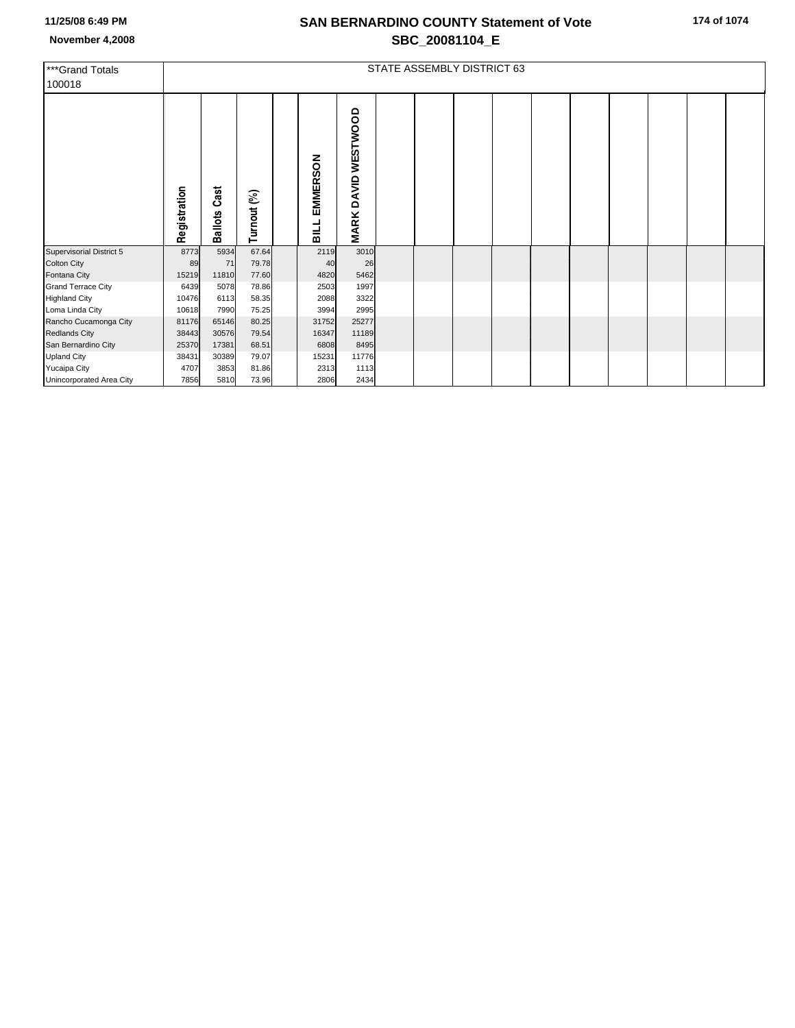# SAN BERNARDINO COUNTY Statement of Vote

## SBC_20081104_E

November 4,2008

| ***Grand Totals 100018 | STATE ASSEMBLY DISTRICT 63 | | | | | |
|---|---|---|---|---|---|---|
| | Registration | Ballots Cast | Turnout (%) | | BILL EMMERSON | MARK DAVID WESTWOOD |
| Supervisorial District 5 | 8773 | 5934 | 67.64 | | 2119 | 3010 |
| Colton City | 89 | 71 | 79.78 | | 40 | 26 |
| Fontana City | 15219 | 11810 | 77.60 | | 4820 | 5462 |
| Grand Terrace City | 6439 | 5078 | 78.86 | | 2503 | 1997 |
| Highland City | 10476 | 6113 | 58.35 | | 2088 | 3322 |
| Loma Linda City | 10618 | 7990 | 75.25 | | 3994 | 2995 |
| Rancho Cucamonga City | 81176 | 65146 | 80.25 | | 31752 | 25277 |
| Redlands City | 38443 | 30576 | 79.54 | | 16347 | 11189 |
| San Bernardino City | 25370 | 17381 | 68.51 | | 6808 | 8495 |
| Upland City | 38431 | 30389 | 79.07 | | 15231 | 11776 |
| Yucaipa City | 4707 | 3853 | 81.86 | | 2313 | 1113 |
| Unincorporated Area City | 7856 | 5810 | 73.96 | | 2806 | 2434 |